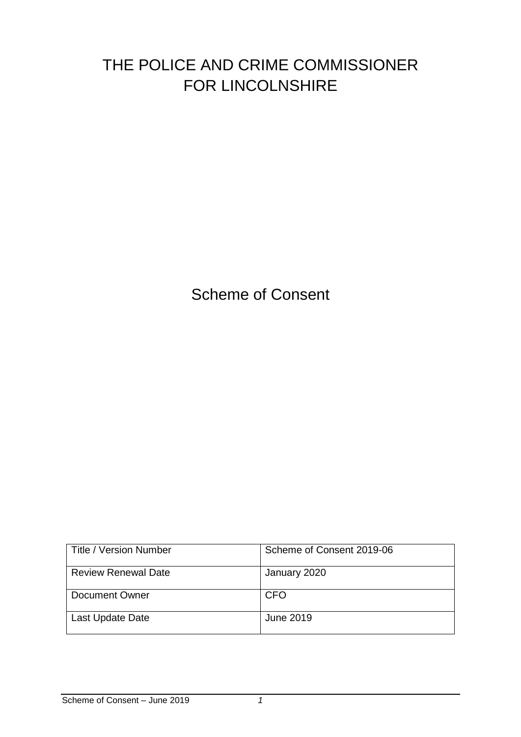# THE POLICE AND CRIME COMMISSIONER FOR LINCOLNSHIRE

## Scheme of Consent

| Title / Version Number | Scheme of Consent 2019-06 |
|---|---|
| Review Renewal Date | January 2020 |
| Document Owner | CFO |
| Last Update Date | June 2019 |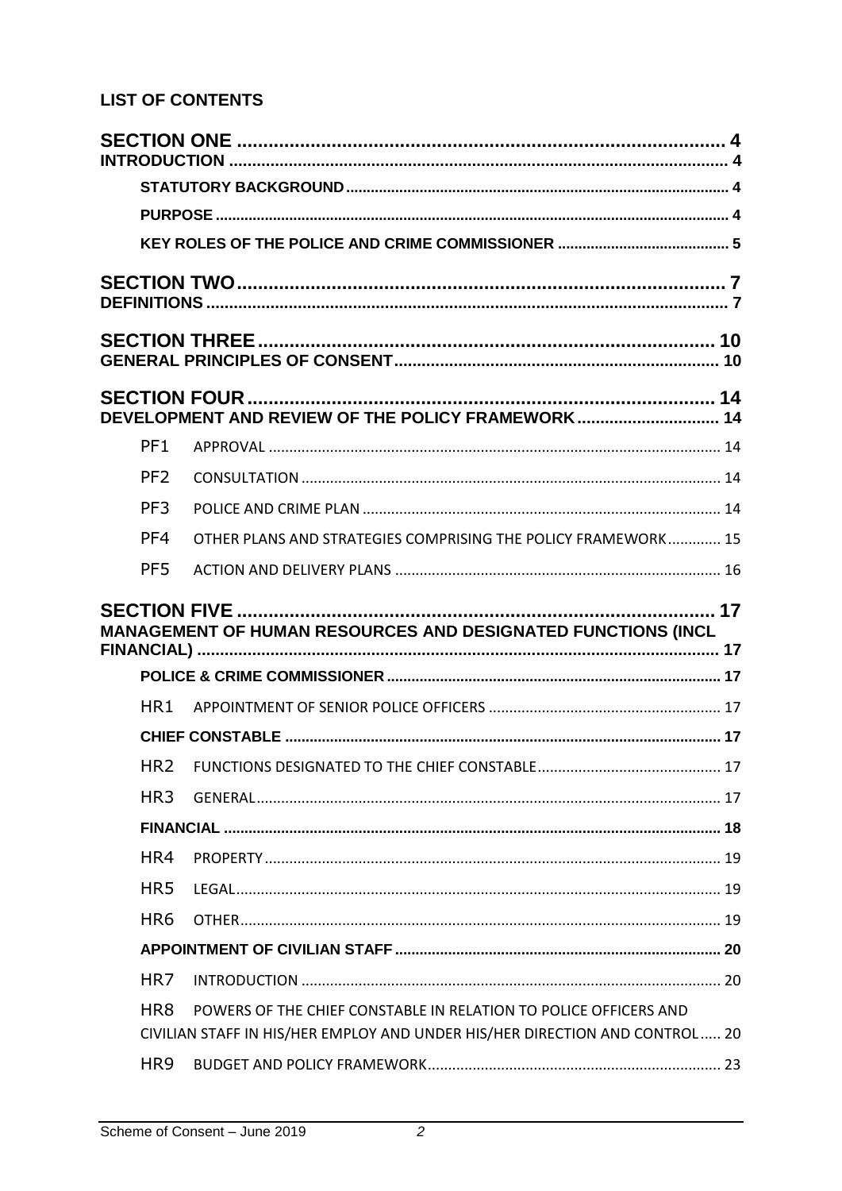**LIST OF CONTENTS**

**SECTION ONE** .......... 4
**INTRODUCTION** .......... 4

- **STATUTORY BACKGROUND** .......... 4
- **PURPOSE** .......... 4
- **KEY ROLES OF THE POLICE AND CRIME COMMISSIONER** .......... 5

**SECTION TWO** .......... 7
**DEFINITIONS** .......... 7

**SECTION THREE** .......... 10
**GENERAL PRINCIPLES OF CONSENT** .......... 10

**SECTION FOUR** .......... 14
**DEVELOPMENT AND REVIEW OF THE POLICY FRAMEWORK** .......... 14

- PF1 APPROVAL .......... 14
- PF2 CONSULTATION .......... 14
- PF3 POLICE AND CRIME PLAN .......... 14
- PF4 OTHER PLANS AND STRATEGIES COMPRISING THE POLICY FRAMEWORK .......... 15
- PF5 ACTION AND DELIVERY PLANS .......... 16

**SECTION FIVE** .......... 17
**MANAGEMENT OF HUMAN RESOURCES AND DESIGNATED FUNCTIONS (INCL FINANCIAL)** .......... 17

- **POLICE & CRIME COMMISSIONER** .......... 17
- HR1 APPOINTMENT OF SENIOR POLICE OFFICERS .......... 17
- **CHIEF CONSTABLE** .......... 17
- HR2 FUNCTIONS DESIGNATED TO THE CHIEF CONSTABLE .......... 17
- HR3 GENERAL .......... 17
- **FINANCIAL** .......... 18
- HR4 PROPERTY .......... 19
- HR5 LEGAL .......... 19
- HR6 OTHER .......... 19
- **APPOINTMENT OF CIVILIAN STAFF** .......... 20
- HR7 INTRODUCTION .......... 20
- HR8 POWERS OF THE CHIEF CONSTABLE IN RELATION TO POLICE OFFICERS AND CIVILIAN STAFF IN HIS/HER EMPLOY AND UNDER HIS/HER DIRECTION AND CONTROL .......... 20
- HR9 BUDGET AND POLICY FRAMEWORK .......... 23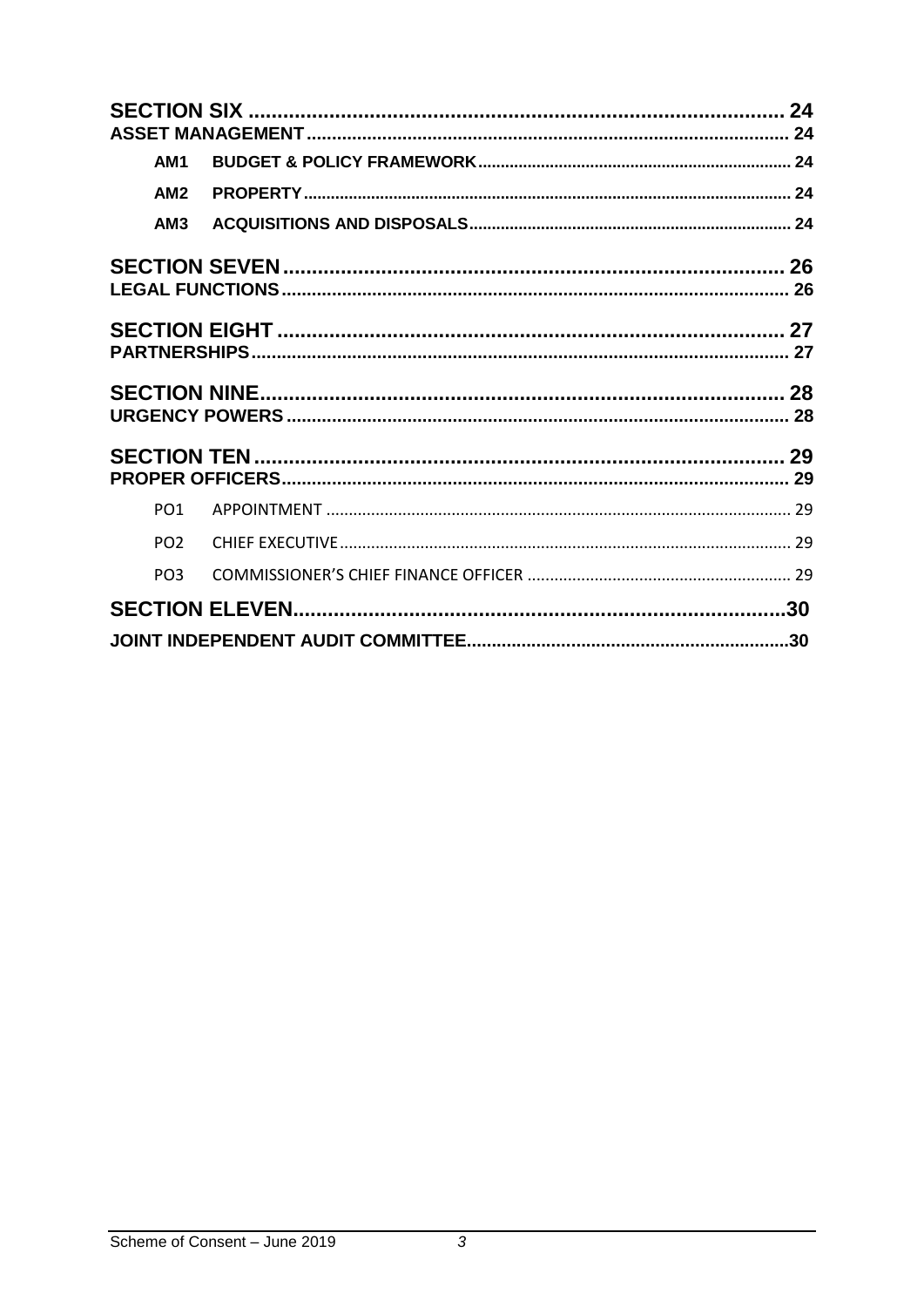**SECTION SIX ... 24**
**ASSET MANAGEMENT ... 24**

- **AM1 BUDGET & POLICY FRAMEWORK ... 24**
- **AM2 PROPERTY ... 24**
- **AM3 ACQUISITIONS AND DISPOSALS ... 24**

**SECTION SEVEN ... 26**
**LEGAL FUNCTIONS ... 26**

**SECTION EIGHT ... 27**
**PARTNERSHIPS ... 27**

**SECTION NINE ... 28**
**URGENCY POWERS ... 28**

**SECTION TEN ... 29**
**PROPER OFFICERS ... 29**

- PO1 APPOINTMENT ... 29
- PO2 CHIEF EXECUTIVE ... 29
- PO3 COMMISSIONER'S CHIEF FINANCE OFFICER ... 29

**SECTION ELEVEN ... 30**

**JOINT INDEPENDENT AUDIT COMMITTEE ... 30**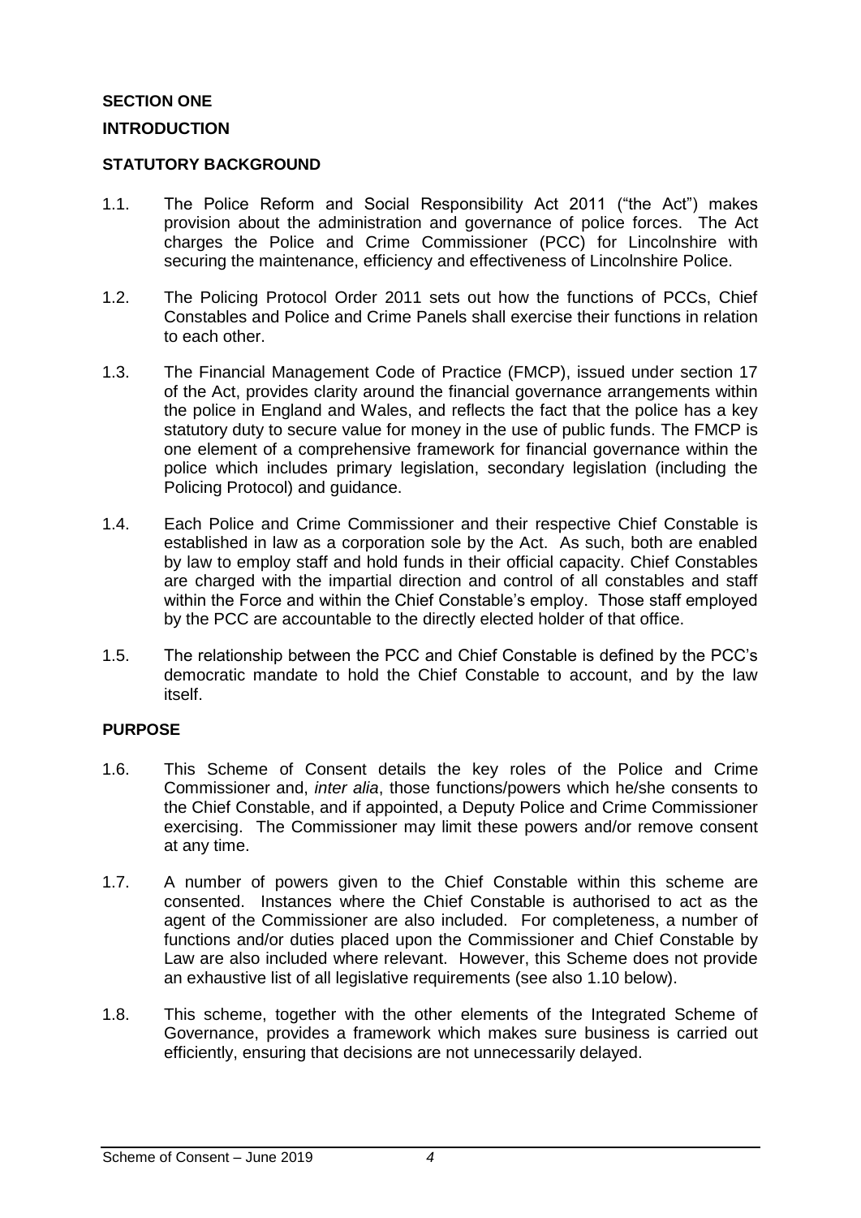## SECTION ONE

## INTRODUCTION

### STATUTORY BACKGROUND

1.1. The Police Reform and Social Responsibility Act 2011 ("the Act") makes provision about the administration and governance of police forces. The Act charges the Police and Crime Commissioner (PCC) for Lincolnshire with securing the maintenance, efficiency and effectiveness of Lincolnshire Police.

1.2. The Policing Protocol Order 2011 sets out how the functions of PCCs, Chief Constables and Police and Crime Panels shall exercise their functions in relation to each other.

1.3. The Financial Management Code of Practice (FMCP), issued under section 17 of the Act, provides clarity around the financial governance arrangements within the police in England and Wales, and reflects the fact that the police has a key statutory duty to secure value for money in the use of public funds. The FMCP is one element of a comprehensive framework for financial governance within the police which includes primary legislation, secondary legislation (including the Policing Protocol) and guidance.

1.4. Each Police and Crime Commissioner and their respective Chief Constable is established in law as a corporation sole by the Act. As such, both are enabled by law to employ staff and hold funds in their official capacity. Chief Constables are charged with the impartial direction and control of all constables and staff within the Force and within the Chief Constable's employ. Those staff employed by the PCC are accountable to the directly elected holder of that office.

1.5. The relationship between the PCC and Chief Constable is defined by the PCC's democratic mandate to hold the Chief Constable to account, and by the law itself.

### PURPOSE

1.6. This Scheme of Consent details the key roles of the Police and Crime Commissioner and, *inter alia*, those functions/powers which he/she consents to the Chief Constable, and if appointed, a Deputy Police and Crime Commissioner exercising. The Commissioner may limit these powers and/or remove consent at any time.

1.7. A number of powers given to the Chief Constable within this scheme are consented. Instances where the Chief Constable is authorised to act as the agent of the Commissioner are also included. For completeness, a number of functions and/or duties placed upon the Commissioner and Chief Constable by Law are also included where relevant. However, this Scheme does not provide an exhaustive list of all legislative requirements (see also 1.10 below).

1.8. This scheme, together with the other elements of the Integrated Scheme of Governance, provides a framework which makes sure business is carried out efficiently, ensuring that decisions are not unnecessarily delayed.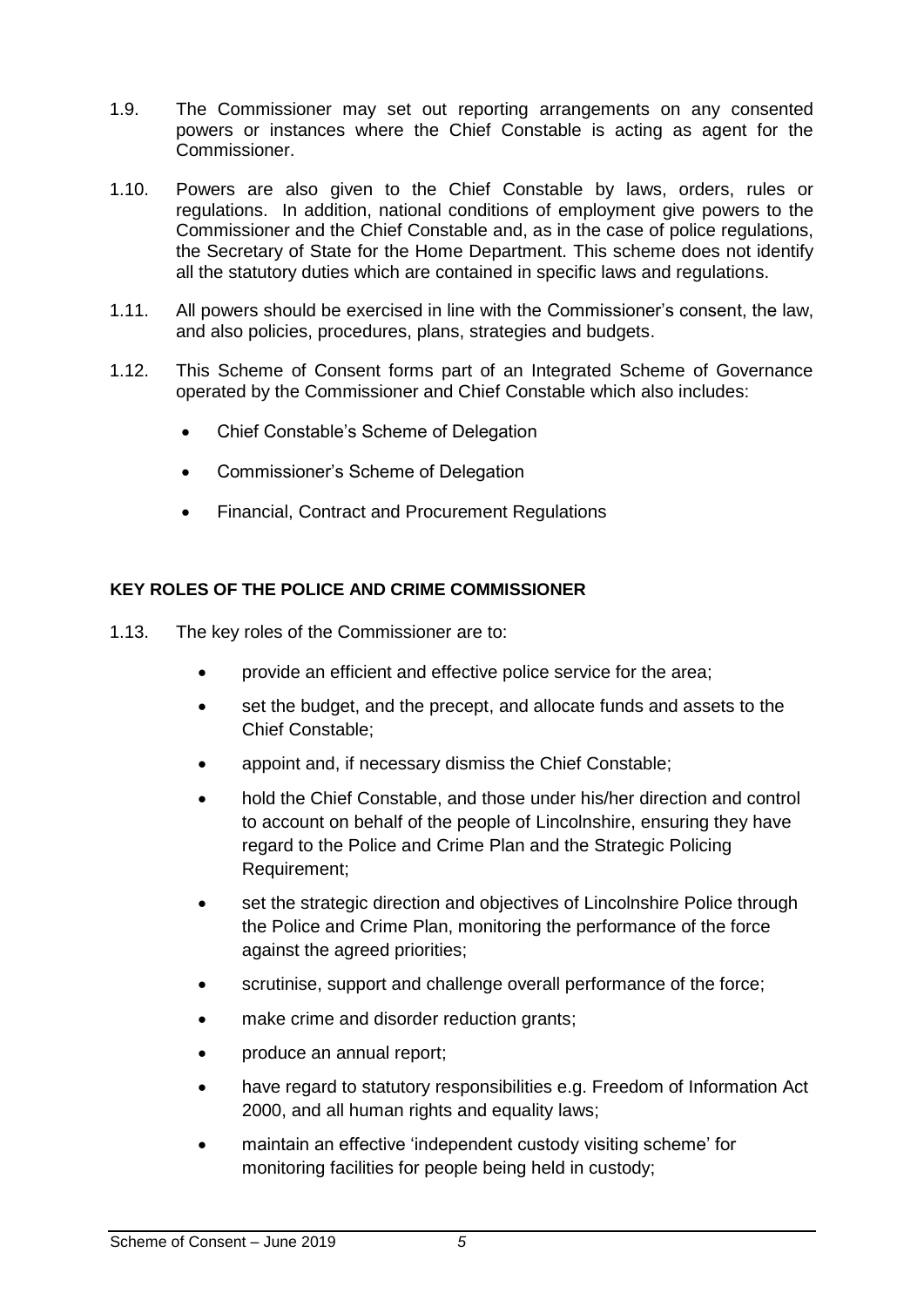1.9. The Commissioner may set out reporting arrangements on any consented powers or instances where the Chief Constable is acting as agent for the Commissioner.

1.10. Powers are also given to the Chief Constable by laws, orders, rules or regulations. In addition, national conditions of employment give powers to the Commissioner and the Chief Constable and, as in the case of police regulations, the Secretary of State for the Home Department. This scheme does not identify all the statutory duties which are contained in specific laws and regulations.

1.11. All powers should be exercised in line with the Commissioner's consent, the law, and also policies, procedures, plans, strategies and budgets.

1.12. This Scheme of Consent forms part of an Integrated Scheme of Governance operated by the Commissioner and Chief Constable which also includes:

- Chief Constable's Scheme of Delegation
- Commissioner's Scheme of Delegation
- Financial, Contract and Procurement Regulations

**KEY ROLES OF THE POLICE AND CRIME COMMISSIONER**

1.13. The key roles of the Commissioner are to:

- provide an efficient and effective police service for the area;
- set the budget, and the precept, and allocate funds and assets to the Chief Constable;
- appoint and, if necessary dismiss the Chief Constable;
- hold the Chief Constable, and those under his/her direction and control to account on behalf of the people of Lincolnshire, ensuring they have regard to the Police and Crime Plan and the Strategic Policing Requirement;
- set the strategic direction and objectives of Lincolnshire Police through the Police and Crime Plan, monitoring the performance of the force against the agreed priorities;
- scrutinise, support and challenge overall performance of the force;
- make crime and disorder reduction grants;
- produce an annual report;
- have regard to statutory responsibilities e.g. Freedom of Information Act 2000, and all human rights and equality laws;
- maintain an effective 'independent custody visiting scheme' for monitoring facilities for people being held in custody;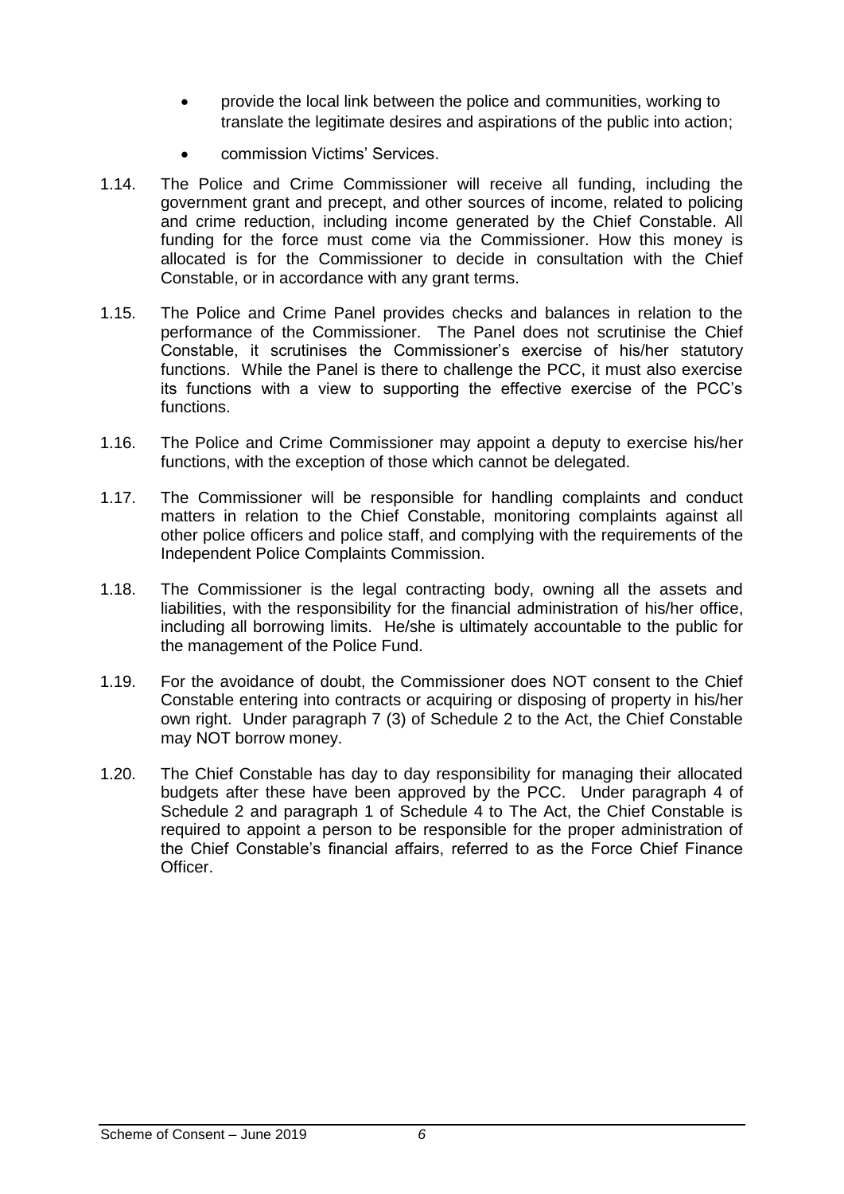- provide the local link between the police and communities, working to translate the legitimate desires and aspirations of the public into action;
- commission Victims' Services.

1.14. The Police and Crime Commissioner will receive all funding, including the government grant and precept, and other sources of income, related to policing and crime reduction, including income generated by the Chief Constable. All funding for the force must come via the Commissioner. How this money is allocated is for the Commissioner to decide in consultation with the Chief Constable, or in accordance with any grant terms.

1.15. The Police and Crime Panel provides checks and balances in relation to the performance of the Commissioner. The Panel does not scrutinise the Chief Constable, it scrutinises the Commissioner's exercise of his/her statutory functions. While the Panel is there to challenge the PCC, it must also exercise its functions with a view to supporting the effective exercise of the PCC's functions.

1.16. The Police and Crime Commissioner may appoint a deputy to exercise his/her functions, with the exception of those which cannot be delegated.

1.17. The Commissioner will be responsible for handling complaints and conduct matters in relation to the Chief Constable, monitoring complaints against all other police officers and police staff, and complying with the requirements of the Independent Police Complaints Commission.

1.18. The Commissioner is the legal contracting body, owning all the assets and liabilities, with the responsibility for the financial administration of his/her office, including all borrowing limits. He/she is ultimately accountable to the public for the management of the Police Fund.

1.19. For the avoidance of doubt, the Commissioner does NOT consent to the Chief Constable entering into contracts or acquiring or disposing of property in his/her own right. Under paragraph 7 (3) of Schedule 2 to the Act, the Chief Constable may NOT borrow money.

1.20. The Chief Constable has day to day responsibility for managing their allocated budgets after these have been approved by the PCC. Under paragraph 4 of Schedule 2 and paragraph 1 of Schedule 4 to The Act, the Chief Constable is required to appoint a person to be responsible for the proper administration of the Chief Constable's financial affairs, referred to as the Force Chief Finance Officer.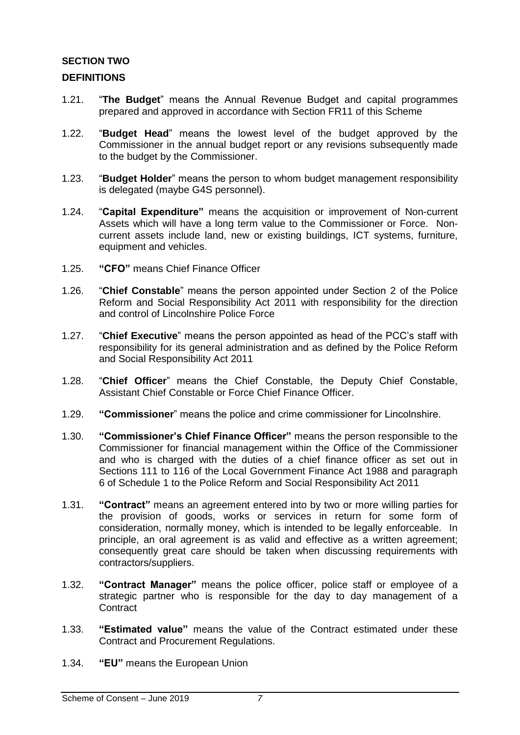**SECTION TWO**

**DEFINITIONS**

1.21. "**The Budget**" means the Annual Revenue Budget and capital programmes prepared and approved in accordance with Section FR11 of this Scheme

1.22. "**Budget Head**" means the lowest level of the budget approved by the Commissioner in the annual budget report or any revisions subsequently made to the budget by the Commissioner.

1.23. "**Budget Holder**" means the person to whom budget management responsibility is delegated (maybe G4S personnel).

1.24. "**Capital Expenditure"** means the acquisition or improvement of Non-current Assets which will have a long term value to the Commissioner or Force. Non-current assets include land, new or existing buildings, ICT systems, furniture, equipment and vehicles.

1.25. **"CFO"** means Chief Finance Officer

1.26. "**Chief Constable**" means the person appointed under Section 2 of the Police Reform and Social Responsibility Act 2011 with responsibility for the direction and control of Lincolnshire Police Force

1.27. "**Chief Executive**" means the person appointed as head of the PCC's staff with responsibility for its general administration and as defined by the Police Reform and Social Responsibility Act 2011

1.28. "**Chief Officer**" means the Chief Constable, the Deputy Chief Constable, Assistant Chief Constable or Force Chief Finance Officer.

1.29. **"Commissioner**" means the police and crime commissioner for Lincolnshire.

1.30. **"Commissioner's Chief Finance Officer"** means the person responsible to the Commissioner for financial management within the Office of the Commissioner and who is charged with the duties of a chief finance officer as set out in Sections 111 to 116 of the Local Government Finance Act 1988 and paragraph 6 of Schedule 1 to the Police Reform and Social Responsibility Act 2011

1.31. **"Contract"** means an agreement entered into by two or more willing parties for the provision of goods, works or services in return for some form of consideration, normally money, which is intended to be legally enforceable. In principle, an oral agreement is as valid and effective as a written agreement; consequently great care should be taken when discussing requirements with contractors/suppliers.

1.32. **"Contract Manager"** means the police officer, police staff or employee of a strategic partner who is responsible for the day to day management of a Contract

1.33. **"Estimated value"** means the value of the Contract estimated under these Contract and Procurement Regulations.

1.34. **"EU"** means the European Union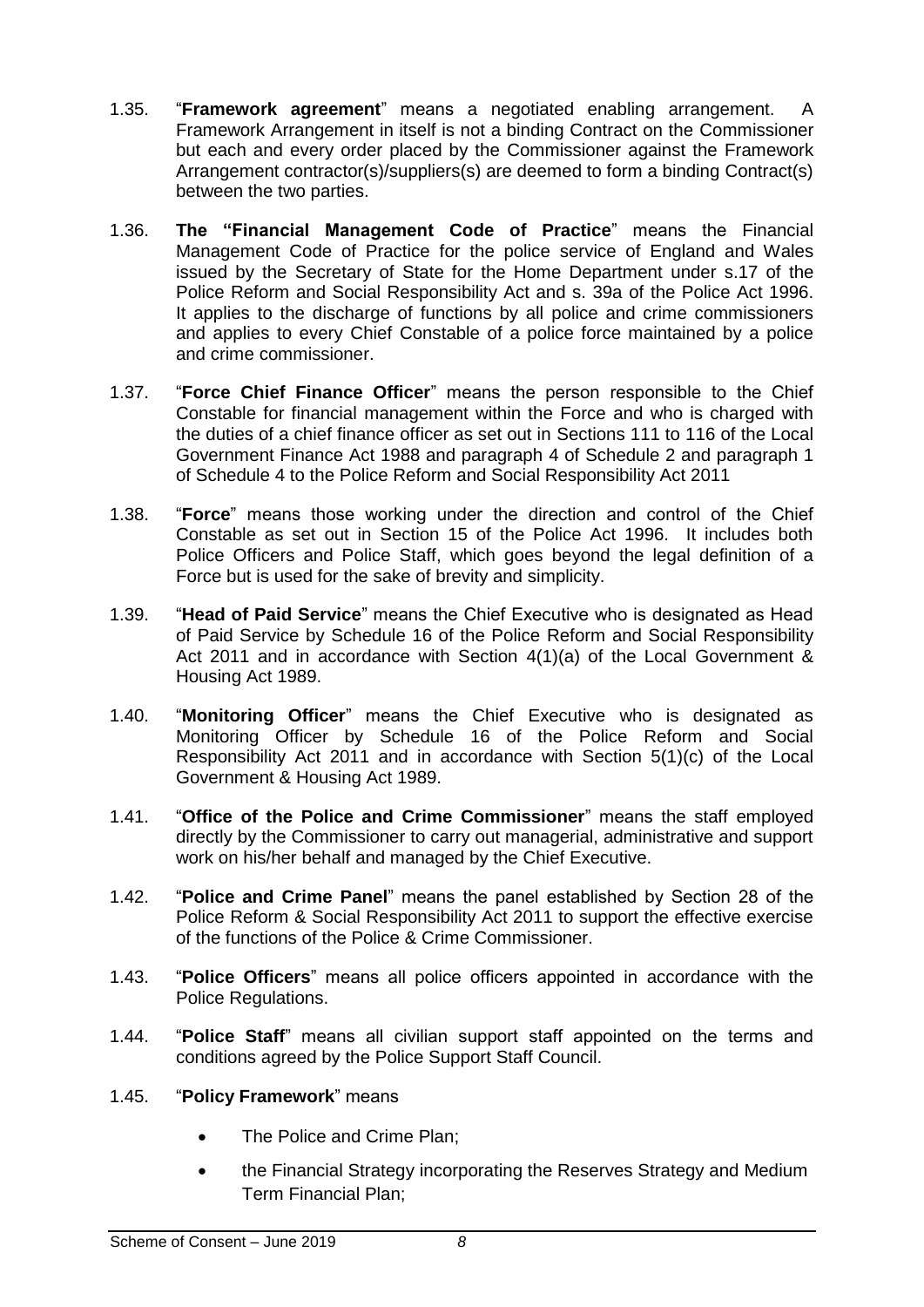1.35. "**Framework agreement**" means a negotiated enabling arrangement. A Framework Arrangement in itself is not a binding Contract on the Commissioner but each and every order placed by the Commissioner against the Framework Arrangement contractor(s)/suppliers(s) are deemed to form a binding Contract(s) between the two parties.

1.36. **The "Financial Management Code of Practice**" means the Financial Management Code of Practice for the police service of England and Wales issued by the Secretary of State for the Home Department under s.17 of the Police Reform and Social Responsibility Act and s. 39a of the Police Act 1996. It applies to the discharge of functions by all police and crime commissioners and applies to every Chief Constable of a police force maintained by a police and crime commissioner.

1.37. "**Force Chief Finance Officer**" means the person responsible to the Chief Constable for financial management within the Force and who is charged with the duties of a chief finance officer as set out in Sections 111 to 116 of the Local Government Finance Act 1988 and paragraph 4 of Schedule 2 and paragraph 1 of Schedule 4 to the Police Reform and Social Responsibility Act 2011

1.38. "**Force**" means those working under the direction and control of the Chief Constable as set out in Section 15 of the Police Act 1996. It includes both Police Officers and Police Staff, which goes beyond the legal definition of a Force but is used for the sake of brevity and simplicity.

1.39. "**Head of Paid Service**" means the Chief Executive who is designated as Head of Paid Service by Schedule 16 of the Police Reform and Social Responsibility Act 2011 and in accordance with Section 4(1)(a) of the Local Government & Housing Act 1989.

1.40. "**Monitoring Officer**" means the Chief Executive who is designated as Monitoring Officer by Schedule 16 of the Police Reform and Social Responsibility Act 2011 and in accordance with Section 5(1)(c) of the Local Government & Housing Act 1989.

1.41. "**Office of the Police and Crime Commissioner**" means the staff employed directly by the Commissioner to carry out managerial, administrative and support work on his/her behalf and managed by the Chief Executive.

1.42. "**Police and Crime Panel**" means the panel established by Section 28 of the Police Reform & Social Responsibility Act 2011 to support the effective exercise of the functions of the Police & Crime Commissioner.

1.43. "**Police Officers**" means all police officers appointed in accordance with the Police Regulations.

1.44. "**Police Staff**" means all civilian support staff appointed on the terms and conditions agreed by the Police Support Staff Council.

1.45. "**Policy Framework**" means

- The Police and Crime Plan;
- the Financial Strategy incorporating the Reserves Strategy and Medium Term Financial Plan;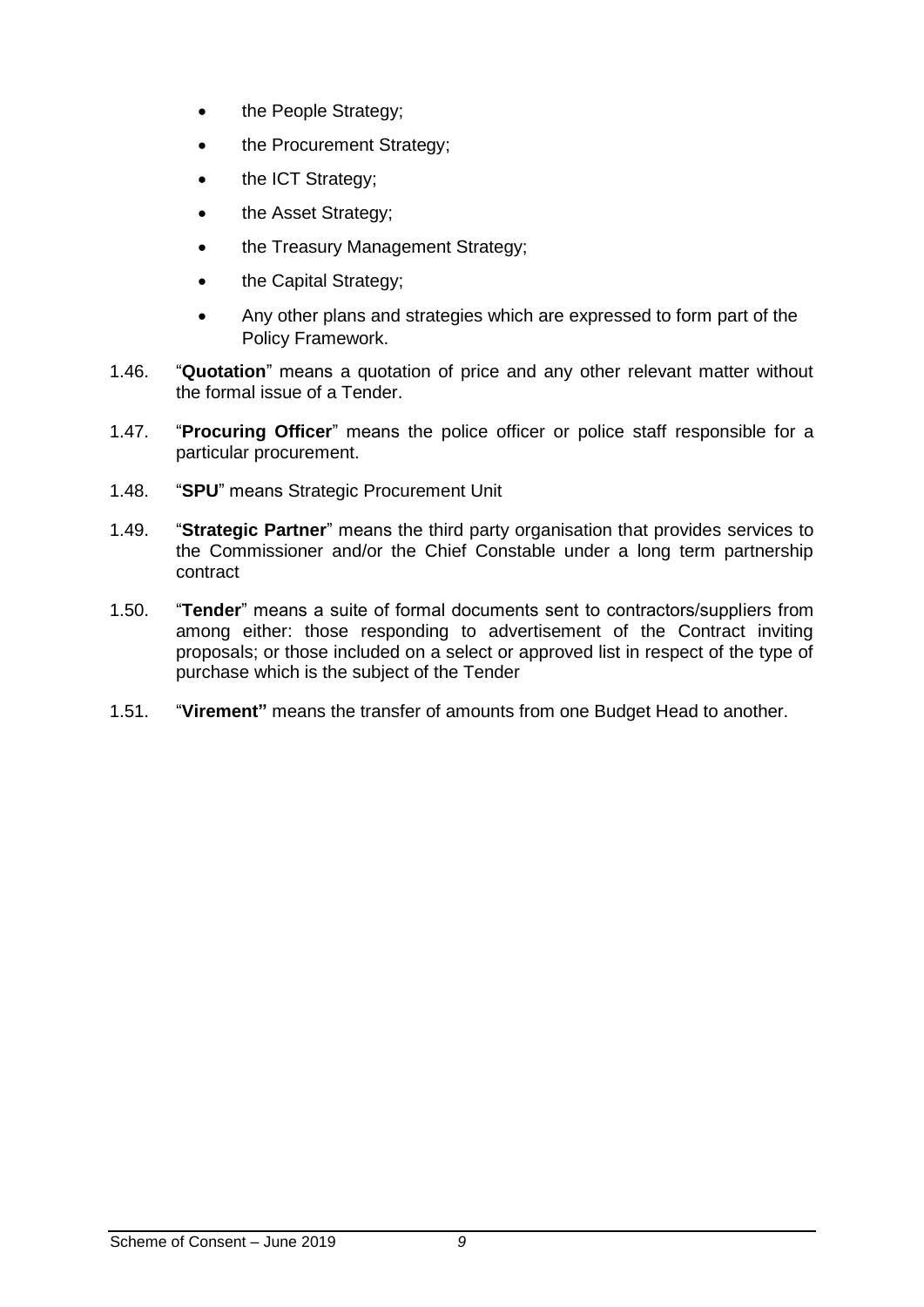- the People Strategy;
- the Procurement Strategy;
- the ICT Strategy;
- the Asset Strategy;
- the Treasury Management Strategy;
- the Capital Strategy;
- Any other plans and strategies which are expressed to form part of the Policy Framework.

1.46. "**Quotation**" means a quotation of price and any other relevant matter without the formal issue of a Tender.

1.47. "**Procuring Officer**" means the police officer or police staff responsible for a particular procurement.

1.48. "**SPU**" means Strategic Procurement Unit

1.49. "**Strategic Partner**" means the third party organisation that provides services to the Commissioner and/or the Chief Constable under a long term partnership contract

1.50. "**Tender**" means a suite of formal documents sent to contractors/suppliers from among either: those responding to advertisement of the Contract inviting proposals; or those included on a select or approved list in respect of the type of purchase which is the subject of the Tender

1.51. "**Virement"** means the transfer of amounts from one Budget Head to another.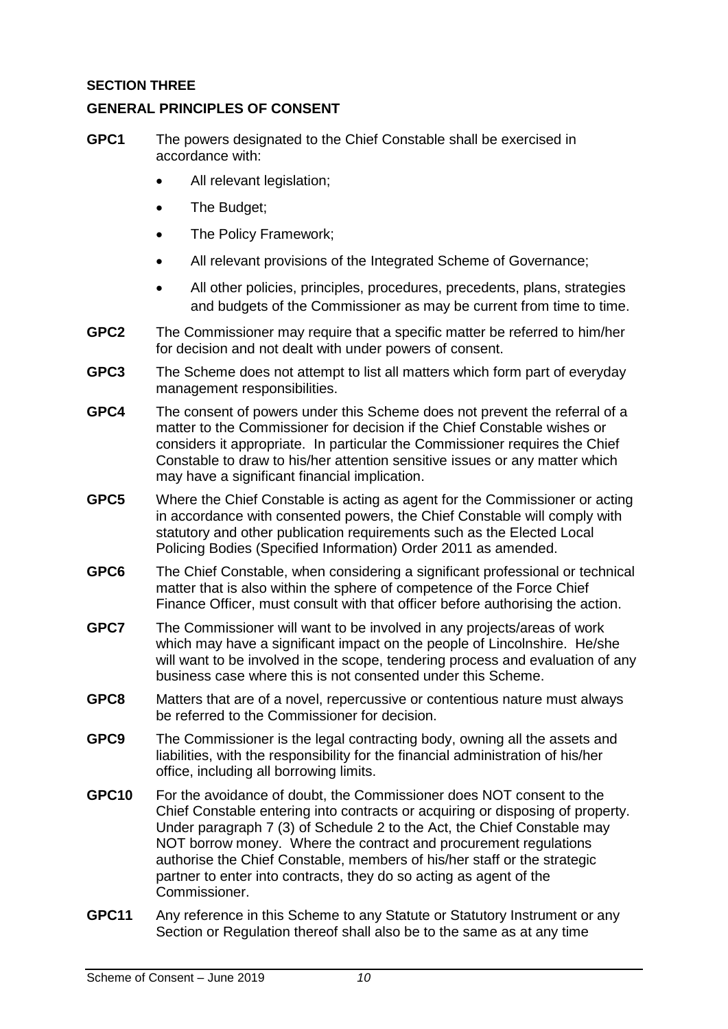## SECTION THREE

## GENERAL PRINCIPLES OF CONSENT

**GPC1** The powers designated to the Chief Constable shall be exercised in accordance with:

- All relevant legislation;
- The Budget;
- The Policy Framework;
- All relevant provisions of the Integrated Scheme of Governance;
- All other policies, principles, procedures, precedents, plans, strategies and budgets of the Commissioner as may be current from time to time.

**GPC2** The Commissioner may require that a specific matter be referred to him/her for decision and not dealt with under powers of consent.

**GPC3** The Scheme does not attempt to list all matters which form part of everyday management responsibilities.

**GPC4** The consent of powers under this Scheme does not prevent the referral of a matter to the Commissioner for decision if the Chief Constable wishes or considers it appropriate. In particular the Commissioner requires the Chief Constable to draw to his/her attention sensitive issues or any matter which may have a significant financial implication.

**GPC5** Where the Chief Constable is acting as agent for the Commissioner or acting in accordance with consented powers, the Chief Constable will comply with statutory and other publication requirements such as the Elected Local Policing Bodies (Specified Information) Order 2011 as amended.

**GPC6** The Chief Constable, when considering a significant professional or technical matter that is also within the sphere of competence of the Force Chief Finance Officer, must consult with that officer before authorising the action.

**GPC7** The Commissioner will want to be involved in any projects/areas of work which may have a significant impact on the people of Lincolnshire. He/she will want to be involved in the scope, tendering process and evaluation of any business case where this is not consented under this Scheme.

**GPC8** Matters that are of a novel, repercussive or contentious nature must always be referred to the Commissioner for decision.

**GPC9** The Commissioner is the legal contracting body, owning all the assets and liabilities, with the responsibility for the financial administration of his/her office, including all borrowing limits.

**GPC10** For the avoidance of doubt, the Commissioner does NOT consent to the Chief Constable entering into contracts or acquiring or disposing of property. Under paragraph 7 (3) of Schedule 2 to the Act, the Chief Constable may NOT borrow money. Where the contract and procurement regulations authorise the Chief Constable, members of his/her staff or the strategic partner to enter into contracts, they do so acting as agent of the Commissioner.

**GPC11** Any reference in this Scheme to any Statute or Statutory Instrument or any Section or Regulation thereof shall also be to the same as at any time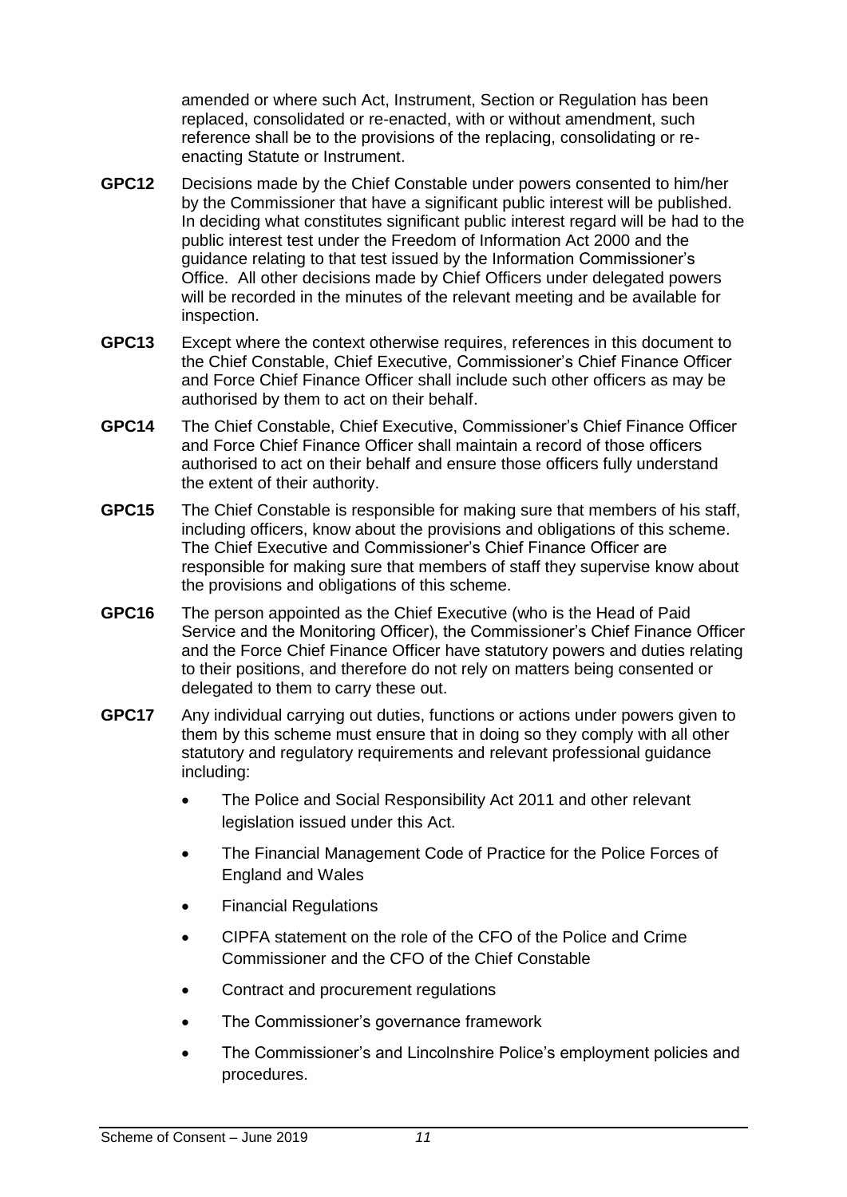amended or where such Act, Instrument, Section or Regulation has been replaced, consolidated or re-enacted, with or without amendment, such reference shall be to the provisions of the replacing, consolidating or re-enacting Statute or Instrument.

**GPC12** Decisions made by the Chief Constable under powers consented to him/her by the Commissioner that have a significant public interest will be published. In deciding what constitutes significant public interest regard will be had to the public interest test under the Freedom of Information Act 2000 and the guidance relating to that test issued by the Information Commissioner's Office. All other decisions made by Chief Officers under delegated powers will be recorded in the minutes of the relevant meeting and be available for inspection.

**GPC13** Except where the context otherwise requires, references in this document to the Chief Constable, Chief Executive, Commissioner's Chief Finance Officer and Force Chief Finance Officer shall include such other officers as may be authorised by them to act on their behalf.

**GPC14** The Chief Constable, Chief Executive, Commissioner's Chief Finance Officer and Force Chief Finance Officer shall maintain a record of those officers authorised to act on their behalf and ensure those officers fully understand the extent of their authority.

**GPC15** The Chief Constable is responsible for making sure that members of his staff, including officers, know about the provisions and obligations of this scheme. The Chief Executive and Commissioner's Chief Finance Officer are responsible for making sure that members of staff they supervise know about the provisions and obligations of this scheme.

**GPC16** The person appointed as the Chief Executive (who is the Head of Paid Service and the Monitoring Officer), the Commissioner's Chief Finance Officer and the Force Chief Finance Officer have statutory powers and duties relating to their positions, and therefore do not rely on matters being consented or delegated to them to carry these out.

**GPC17** Any individual carrying out duties, functions or actions under powers given to them by this scheme must ensure that in doing so they comply with all other statutory and regulatory requirements and relevant professional guidance including:

- The Police and Social Responsibility Act 2011 and other relevant legislation issued under this Act.
- The Financial Management Code of Practice for the Police Forces of England and Wales
- Financial Regulations
- CIPFA statement on the role of the CFO of the Police and Crime Commissioner and the CFO of the Chief Constable
- Contract and procurement regulations
- The Commissioner's governance framework
- The Commissioner's and Lincolnshire Police's employment policies and procedures.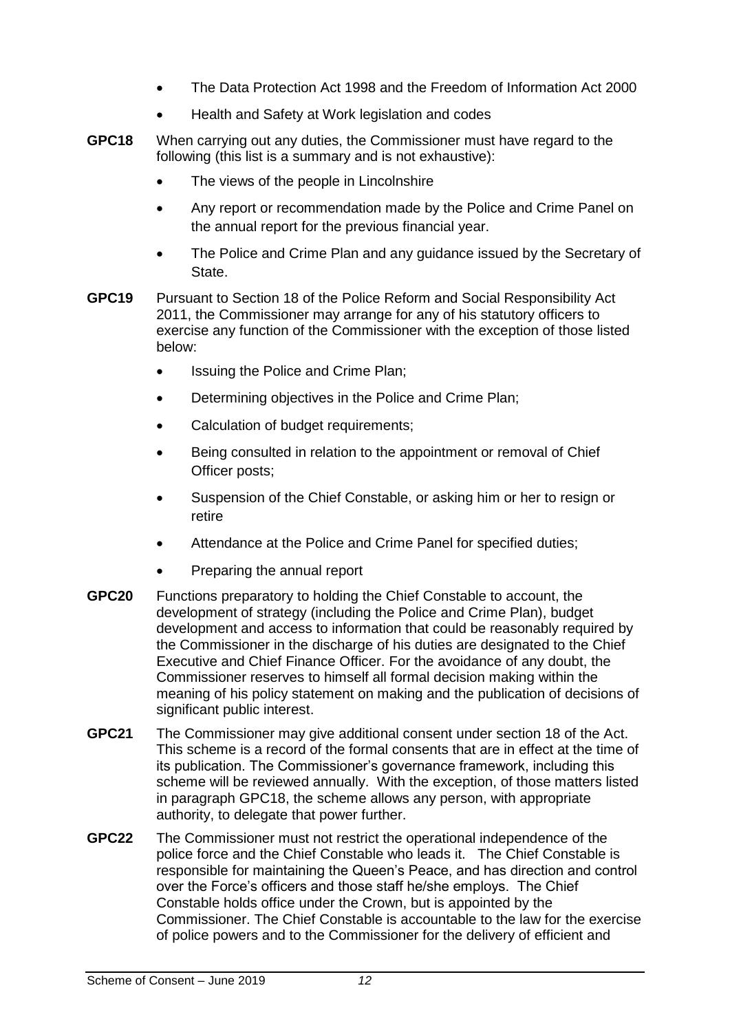- The Data Protection Act 1998 and the Freedom of Information Act 2000
- Health and Safety at Work legislation and codes

**GPC18** When carrying out any duties, the Commissioner must have regard to the following (this list is a summary and is not exhaustive):

- The views of the people in Lincolnshire
- Any report or recommendation made by the Police and Crime Panel on the annual report for the previous financial year.
- The Police and Crime Plan and any guidance issued by the Secretary of State.

**GPC19** Pursuant to Section 18 of the Police Reform and Social Responsibility Act 2011, the Commissioner may arrange for any of his statutory officers to exercise any function of the Commissioner with the exception of those listed below:

- Issuing the Police and Crime Plan;
- Determining objectives in the Police and Crime Plan;
- Calculation of budget requirements;
- Being consulted in relation to the appointment or removal of Chief Officer posts;
- Suspension of the Chief Constable, or asking him or her to resign or retire
- Attendance at the Police and Crime Panel for specified duties;
- Preparing the annual report

**GPC20** Functions preparatory to holding the Chief Constable to account, the development of strategy (including the Police and Crime Plan), budget development and access to information that could be reasonably required by the Commissioner in the discharge of his duties are designated to the Chief Executive and Chief Finance Officer. For the avoidance of any doubt, the Commissioner reserves to himself all formal decision making within the meaning of his policy statement on making and the publication of decisions of significant public interest.

**GPC21** The Commissioner may give additional consent under section 18 of the Act. This scheme is a record of the formal consents that are in effect at the time of its publication. The Commissioner's governance framework, including this scheme will be reviewed annually. With the exception, of those matters listed in paragraph GPC18, the scheme allows any person, with appropriate authority, to delegate that power further.

**GPC22** The Commissioner must not restrict the operational independence of the police force and the Chief Constable who leads it. The Chief Constable is responsible for maintaining the Queen's Peace, and has direction and control over the Force's officers and those staff he/she employs. The Chief Constable holds office under the Crown, but is appointed by the Commissioner. The Chief Constable is accountable to the law for the exercise of police powers and to the Commissioner for the delivery of efficient and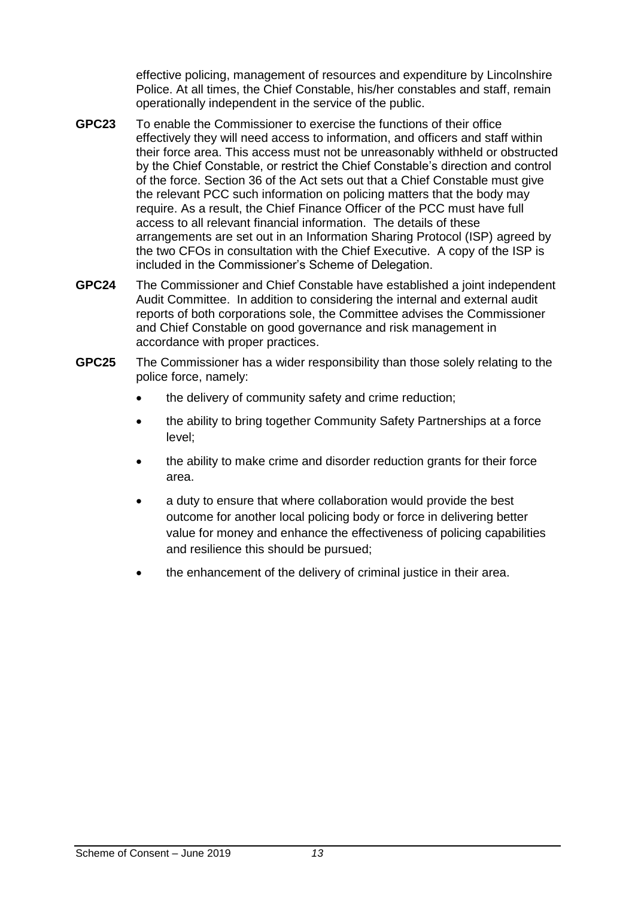effective policing, management of resources and expenditure by Lincolnshire Police. At all times, the Chief Constable, his/her constables and staff, remain operationally independent in the service of the public.

**GPC23** To enable the Commissioner to exercise the functions of their office effectively they will need access to information, and officers and staff within their force area. This access must not be unreasonably withheld or obstructed by the Chief Constable, or restrict the Chief Constable's direction and control of the force. Section 36 of the Act sets out that a Chief Constable must give the relevant PCC such information on policing matters that the body may require. As a result, the Chief Finance Officer of the PCC must have full access to all relevant financial information. The details of these arrangements are set out in an Information Sharing Protocol (ISP) agreed by the two CFOs in consultation with the Chief Executive. A copy of the ISP is included in the Commissioner's Scheme of Delegation.

**GPC24** The Commissioner and Chief Constable have established a joint independent Audit Committee. In addition to considering the internal and external audit reports of both corporations sole, the Committee advises the Commissioner and Chief Constable on good governance and risk management in accordance with proper practices.

**GPC25** The Commissioner has a wider responsibility than those solely relating to the police force, namely:

- the delivery of community safety and crime reduction;
- the ability to bring together Community Safety Partnerships at a force level;
- the ability to make crime and disorder reduction grants for their force area.
- a duty to ensure that where collaboration would provide the best outcome for another local policing body or force in delivering better value for money and enhance the effectiveness of policing capabilities and resilience this should be pursued;
- the enhancement of the delivery of criminal justice in their area.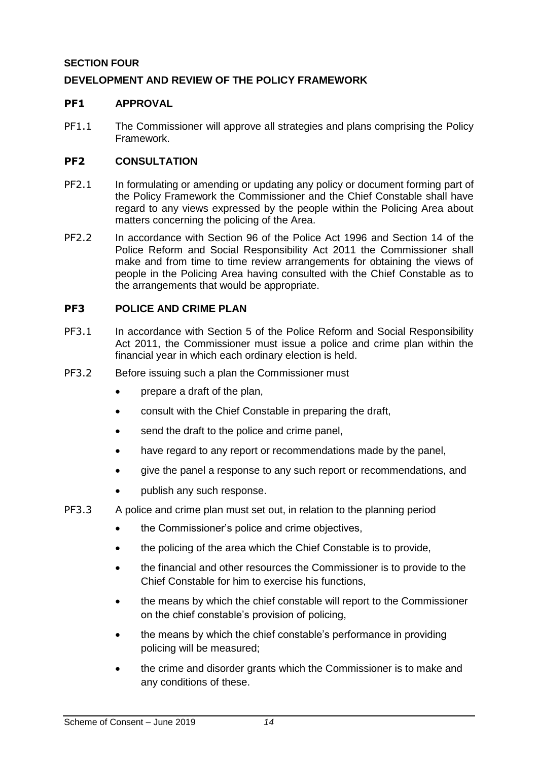**SECTION FOUR**

**DEVELOPMENT AND REVIEW OF THE POLICY FRAMEWORK**

## PF1 APPROVAL

PF1.1 The Commissioner will approve all strategies and plans comprising the Policy Framework.

## PF2 CONSULTATION

PF2.1 In formulating or amending or updating any policy or document forming part of the Policy Framework the Commissioner and the Chief Constable shall have regard to any views expressed by the people within the Policing Area about matters concerning the policing of the Area.

PF2.2 In accordance with Section 96 of the Police Act 1996 and Section 14 of the Police Reform and Social Responsibility Act 2011 the Commissioner shall make and from time to time review arrangements for obtaining the views of people in the Policing Area having consulted with the Chief Constable as to the arrangements that would be appropriate.

## PF3 POLICE AND CRIME PLAN

PF3.1 In accordance with Section 5 of the Police Reform and Social Responsibility Act 2011, the Commissioner must issue a police and crime plan within the financial year in which each ordinary election is held.

PF3.2 Before issuing such a plan the Commissioner must

- prepare a draft of the plan,
- consult with the Chief Constable in preparing the draft,
- send the draft to the police and crime panel,
- have regard to any report or recommendations made by the panel,
- give the panel a response to any such report or recommendations, and
- publish any such response.

PF3.3 A police and crime plan must set out, in relation to the planning period

- the Commissioner's police and crime objectives,
- the policing of the area which the Chief Constable is to provide,
- the financial and other resources the Commissioner is to provide to the Chief Constable for him to exercise his functions,
- the means by which the chief constable will report to the Commissioner on the chief constable's provision of policing,
- the means by which the chief constable's performance in providing policing will be measured;
- the crime and disorder grants which the Commissioner is to make and any conditions of these.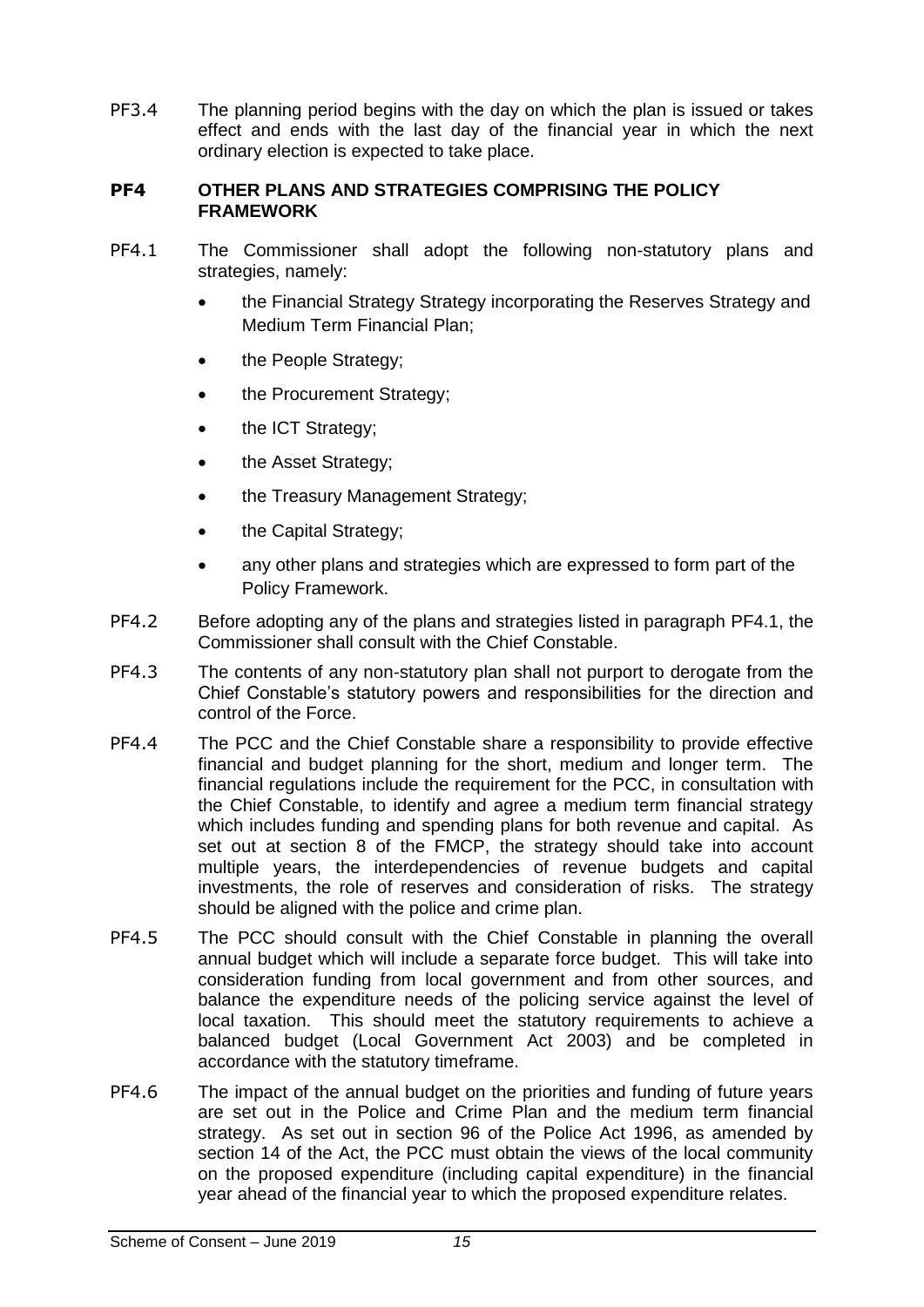PF3.4 The planning period begins with the day on which the plan is issued or takes effect and ends with the last day of the financial year in which the next ordinary election is expected to take place.

## PF4 OTHER PLANS AND STRATEGIES COMPRISING THE POLICY FRAMEWORK

PF4.1 The Commissioner shall adopt the following non-statutory plans and strategies, namely:

- the Financial Strategy Strategy incorporating the Reserves Strategy and Medium Term Financial Plan;
- the People Strategy;
- the Procurement Strategy;
- the ICT Strategy;
- the Asset Strategy;
- the Treasury Management Strategy;
- the Capital Strategy;
- any other plans and strategies which are expressed to form part of the Policy Framework.

PF4.2 Before adopting any of the plans and strategies listed in paragraph PF4.1, the Commissioner shall consult with the Chief Constable.

PF4.3 The contents of any non-statutory plan shall not purport to derogate from the Chief Constable's statutory powers and responsibilities for the direction and control of the Force.

PF4.4 The PCC and the Chief Constable share a responsibility to provide effective financial and budget planning for the short, medium and longer term. The financial regulations include the requirement for the PCC, in consultation with the Chief Constable, to identify and agree a medium term financial strategy which includes funding and spending plans for both revenue and capital. As set out at section 8 of the FMCP, the strategy should take into account multiple years, the interdependencies of revenue budgets and capital investments, the role of reserves and consideration of risks. The strategy should be aligned with the police and crime plan.

PF4.5 The PCC should consult with the Chief Constable in planning the overall annual budget which will include a separate force budget. This will take into consideration funding from local government and from other sources, and balance the expenditure needs of the policing service against the level of local taxation. This should meet the statutory requirements to achieve a balanced budget (Local Government Act 2003) and be completed in accordance with the statutory timeframe.

PF4.6 The impact of the annual budget on the priorities and funding of future years are set out in the Police and Crime Plan and the medium term financial strategy. As set out in section 96 of the Police Act 1996, as amended by section 14 of the Act, the PCC must obtain the views of the local community on the proposed expenditure (including capital expenditure) in the financial year ahead of the financial year to which the proposed expenditure relates.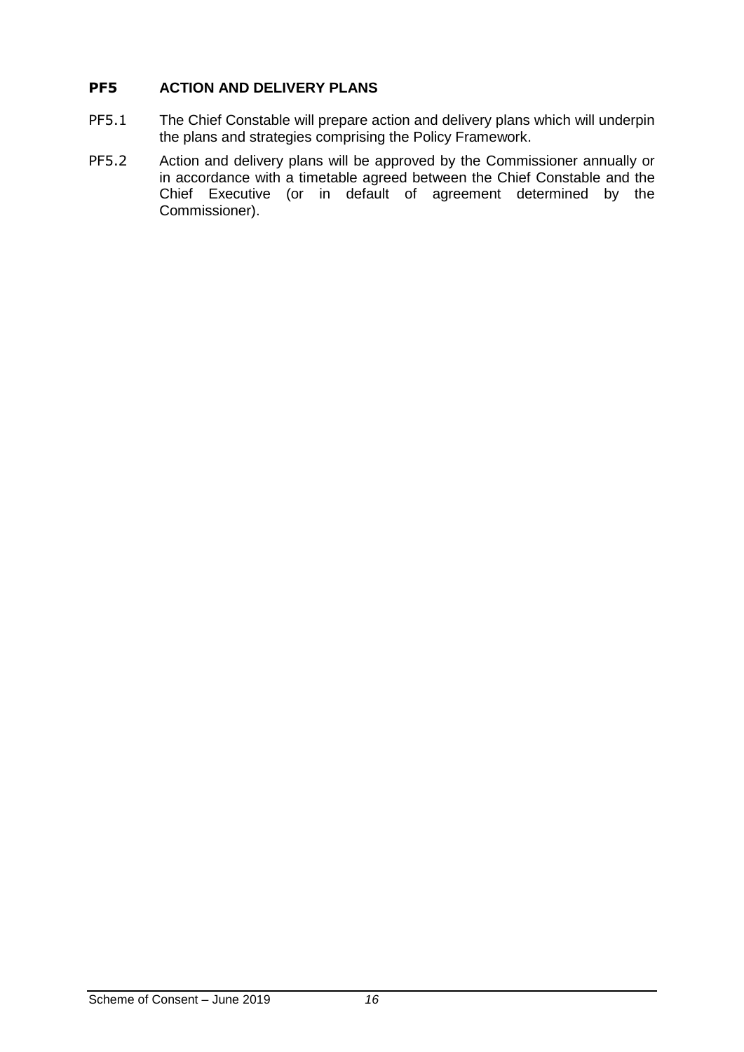## PF5 ACTION AND DELIVERY PLANS

PF5.1 The Chief Constable will prepare action and delivery plans which will underpin the plans and strategies comprising the Policy Framework.

PF5.2 Action and delivery plans will be approved by the Commissioner annually or in accordance with a timetable agreed between the Chief Constable and the Chief Executive (or in default of agreement determined by the Commissioner).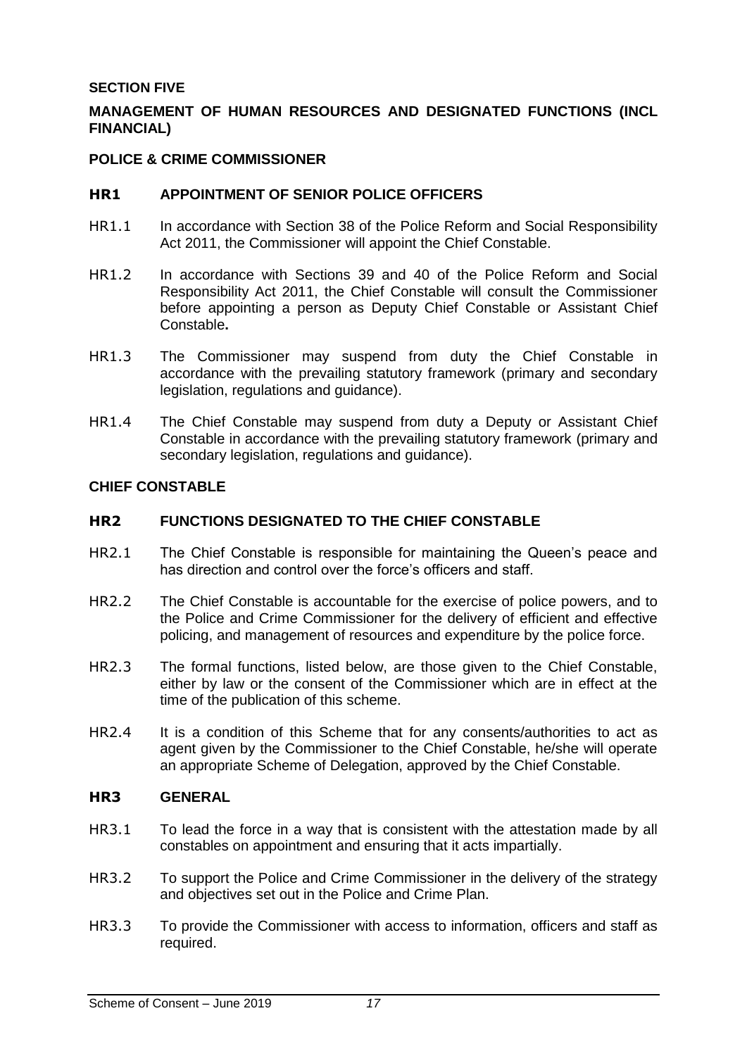**SECTION FIVE**

## MANAGEMENT OF HUMAN RESOURCES AND DESIGNATED FUNCTIONS (INCL FINANCIAL)

### POLICE & CRIME COMMISSIONER

### HR1 APPOINTMENT OF SENIOR POLICE OFFICERS

HR1.1 In accordance with Section 38 of the Police Reform and Social Responsibility Act 2011, the Commissioner will appoint the Chief Constable.

HR1.2 In accordance with Sections 39 and 40 of the Police Reform and Social Responsibility Act 2011, the Chief Constable will consult the Commissioner before appointing a person as Deputy Chief Constable or Assistant Chief Constable**.**

HR1.3 The Commissioner may suspend from duty the Chief Constable in accordance with the prevailing statutory framework (primary and secondary legislation, regulations and guidance).

HR1.4 The Chief Constable may suspend from duty a Deputy or Assistant Chief Constable in accordance with the prevailing statutory framework (primary and secondary legislation, regulations and guidance).

### CHIEF CONSTABLE

### HR2 FUNCTIONS DESIGNATED TO THE CHIEF CONSTABLE

HR2.1 The Chief Constable is responsible for maintaining the Queen's peace and has direction and control over the force's officers and staff.

HR2.2 The Chief Constable is accountable for the exercise of police powers, and to the Police and Crime Commissioner for the delivery of efficient and effective policing, and management of resources and expenditure by the police force.

HR2.3 The formal functions, listed below, are those given to the Chief Constable, either by law or the consent of the Commissioner which are in effect at the time of the publication of this scheme.

HR2.4 It is a condition of this Scheme that for any consents/authorities to act as agent given by the Commissioner to the Chief Constable, he/she will operate an appropriate Scheme of Delegation, approved by the Chief Constable.

### HR3 GENERAL

HR3.1 To lead the force in a way that is consistent with the attestation made by all constables on appointment and ensuring that it acts impartially.

HR3.2 To support the Police and Crime Commissioner in the delivery of the strategy and objectives set out in the Police and Crime Plan.

HR3.3 To provide the Commissioner with access to information, officers and staff as required.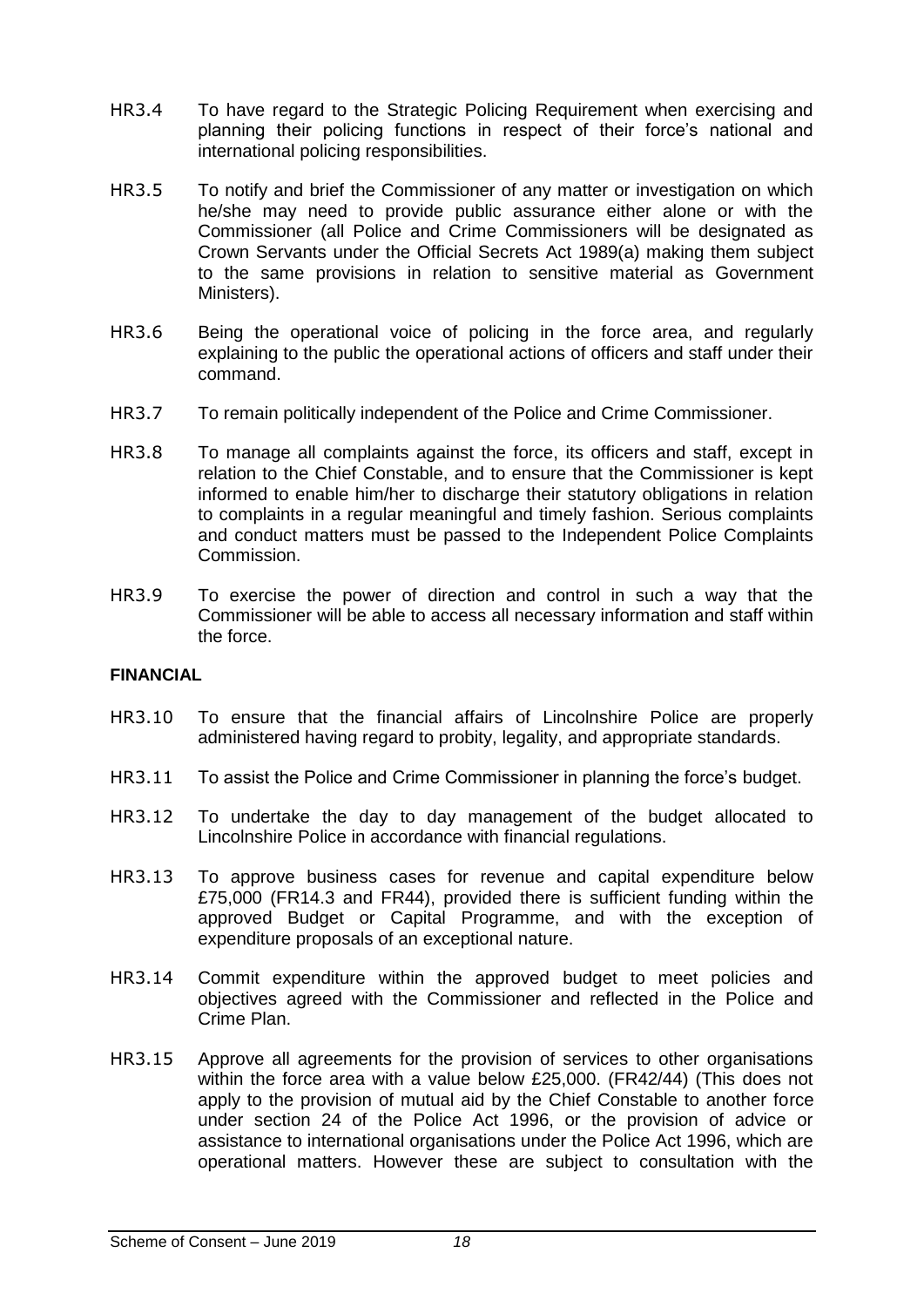HR3.4 To have regard to the Strategic Policing Requirement when exercising and planning their policing functions in respect of their force's national and international policing responsibilities.

HR3.5 To notify and brief the Commissioner of any matter or investigation on which he/she may need to provide public assurance either alone or with the Commissioner (all Police and Crime Commissioners will be designated as Crown Servants under the Official Secrets Act 1989(a) making them subject to the same provisions in relation to sensitive material as Government Ministers).

HR3.6 Being the operational voice of policing in the force area, and regularly explaining to the public the operational actions of officers and staff under their command.

HR3.7 To remain politically independent of the Police and Crime Commissioner.

HR3.8 To manage all complaints against the force, its officers and staff, except in relation to the Chief Constable, and to ensure that the Commissioner is kept informed to enable him/her to discharge their statutory obligations in relation to complaints in a regular meaningful and timely fashion. Serious complaints and conduct matters must be passed to the Independent Police Complaints Commission.

HR3.9 To exercise the power of direction and control in such a way that the Commissioner will be able to access all necessary information and staff within the force.

**FINANCIAL**

HR3.10 To ensure that the financial affairs of Lincolnshire Police are properly administered having regard to probity, legality, and appropriate standards.

HR3.11 To assist the Police and Crime Commissioner in planning the force's budget.

HR3.12 To undertake the day to day management of the budget allocated to Lincolnshire Police in accordance with financial regulations.

HR3.13 To approve business cases for revenue and capital expenditure below £75,000 (FR14.3 and FR44), provided there is sufficient funding within the approved Budget or Capital Programme, and with the exception of expenditure proposals of an exceptional nature.

HR3.14 Commit expenditure within the approved budget to meet policies and objectives agreed with the Commissioner and reflected in the Police and Crime Plan.

HR3.15 Approve all agreements for the provision of services to other organisations within the force area with a value below £25,000. (FR42/44) (This does not apply to the provision of mutual aid by the Chief Constable to another force under section 24 of the Police Act 1996, or the provision of advice or assistance to international organisations under the Police Act 1996, which are operational matters. However these are subject to consultation with the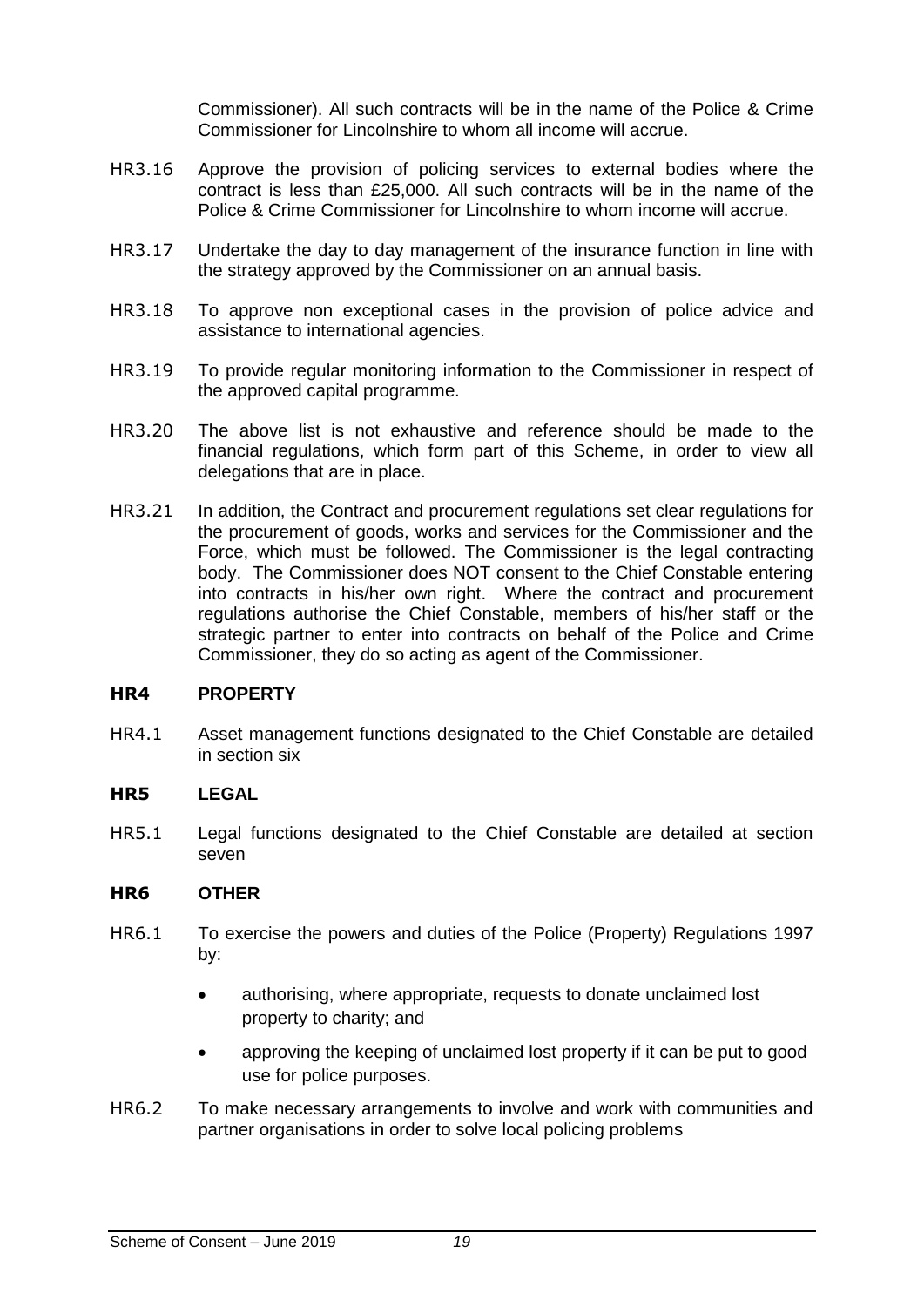Commissioner). All such contracts will be in the name of the Police & Crime Commissioner for Lincolnshire to whom all income will accrue.

HR3.16 Approve the provision of policing services to external bodies where the contract is less than £25,000. All such contracts will be in the name of the Police & Crime Commissioner for Lincolnshire to whom income will accrue.

HR3.17 Undertake the day to day management of the insurance function in line with the strategy approved by the Commissioner on an annual basis.

HR3.18 To approve non exceptional cases in the provision of police advice and assistance to international agencies.

HR3.19 To provide regular monitoring information to the Commissioner in respect of the approved capital programme.

HR3.20 The above list is not exhaustive and reference should be made to the financial regulations, which form part of this Scheme, in order to view all delegations that are in place.

HR3.21 In addition, the Contract and procurement regulations set clear regulations for the procurement of goods, works and services for the Commissioner and the Force, which must be followed. The Commissioner is the legal contracting body. The Commissioner does NOT consent to the Chief Constable entering into contracts in his/her own right. Where the contract and procurement regulations authorise the Chief Constable, members of his/her staff or the strategic partner to enter into contracts on behalf of the Police and Crime Commissioner, they do so acting as agent of the Commissioner.

## HR4 PROPERTY

HR4.1 Asset management functions designated to the Chief Constable are detailed in section six

## HR5 LEGAL

HR5.1 Legal functions designated to the Chief Constable are detailed at section seven

## HR6 OTHER

HR6.1 To exercise the powers and duties of the Police (Property) Regulations 1997 by:

- authorising, where appropriate, requests to donate unclaimed lost property to charity; and
- approving the keeping of unclaimed lost property if it can be put to good use for police purposes.

HR6.2 To make necessary arrangements to involve and work with communities and partner organisations in order to solve local policing problems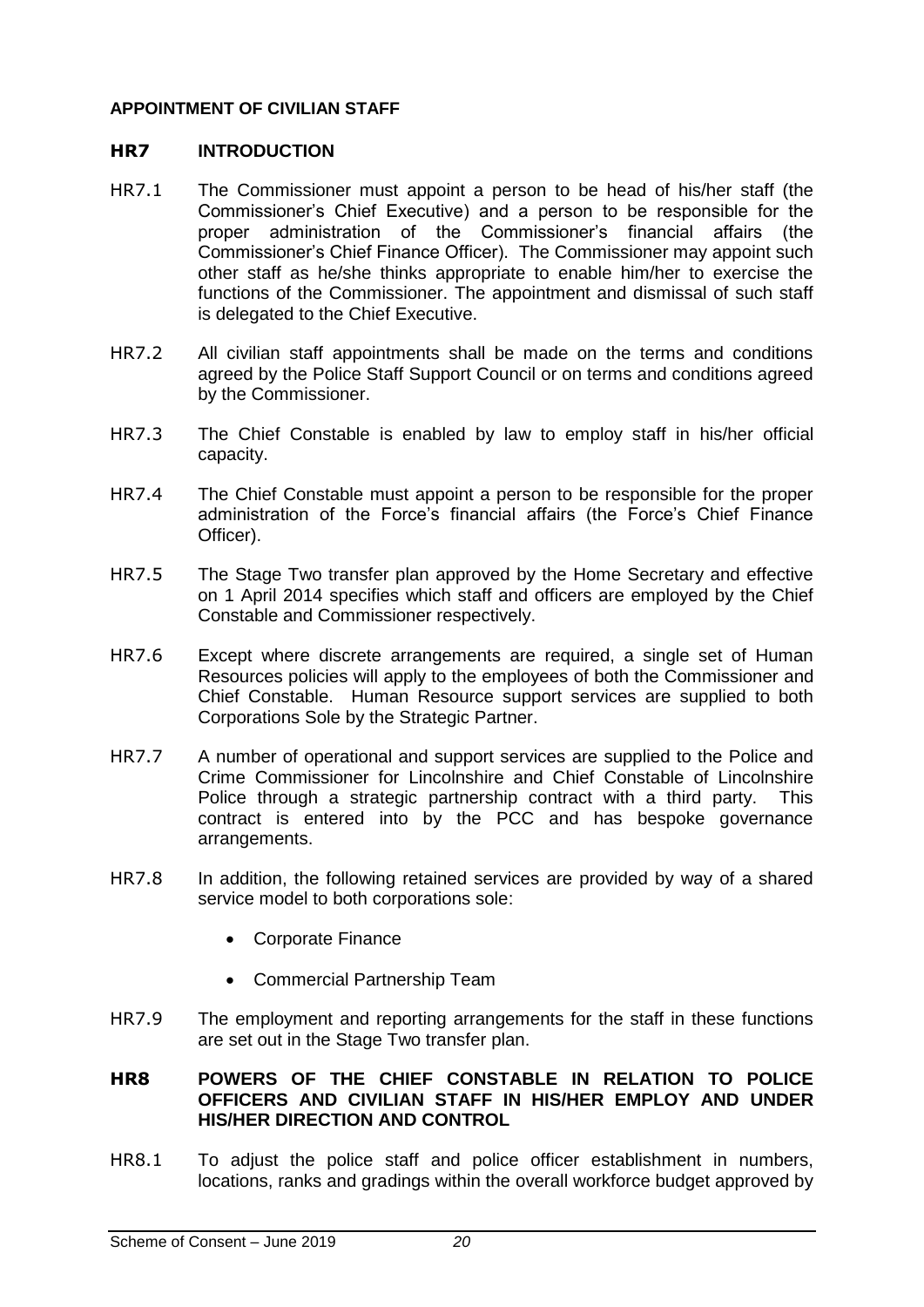**APPOINTMENT OF CIVILIAN STAFF**

**HR7 INTRODUCTION**

HR7.1 The Commissioner must appoint a person to be head of his/her staff (the Commissioner's Chief Executive) and a person to be responsible for the proper administration of the Commissioner's financial affairs (the Commissioner's Chief Finance Officer). The Commissioner may appoint such other staff as he/she thinks appropriate to enable him/her to exercise the functions of the Commissioner. The appointment and dismissal of such staff is delegated to the Chief Executive.

HR7.2 All civilian staff appointments shall be made on the terms and conditions agreed by the Police Staff Support Council or on terms and conditions agreed by the Commissioner.

HR7.3 The Chief Constable is enabled by law to employ staff in his/her official capacity.

HR7.4 The Chief Constable must appoint a person to be responsible for the proper administration of the Force's financial affairs (the Force's Chief Finance Officer).

HR7.5 The Stage Two transfer plan approved by the Home Secretary and effective on 1 April 2014 specifies which staff and officers are employed by the Chief Constable and Commissioner respectively.

HR7.6 Except where discrete arrangements are required, a single set of Human Resources policies will apply to the employees of both the Commissioner and Chief Constable. Human Resource support services are supplied to both Corporations Sole by the Strategic Partner.

HR7.7 A number of operational and support services are supplied to the Police and Crime Commissioner for Lincolnshire and Chief Constable of Lincolnshire Police through a strategic partnership contract with a third party. This contract is entered into by the PCC and has bespoke governance arrangements.

HR7.8 In addition, the following retained services are provided by way of a shared service model to both corporations sole:

- Corporate Finance
- Commercial Partnership Team

HR7.9 The employment and reporting arrangements for the staff in these functions are set out in the Stage Two transfer plan.

**HR8 POWERS OF THE CHIEF CONSTABLE IN RELATION TO POLICE OFFICERS AND CIVILIAN STAFF IN HIS/HER EMPLOY AND UNDER HIS/HER DIRECTION AND CONTROL**

HR8.1 To adjust the police staff and police officer establishment in numbers, locations, ranks and gradings within the overall workforce budget approved by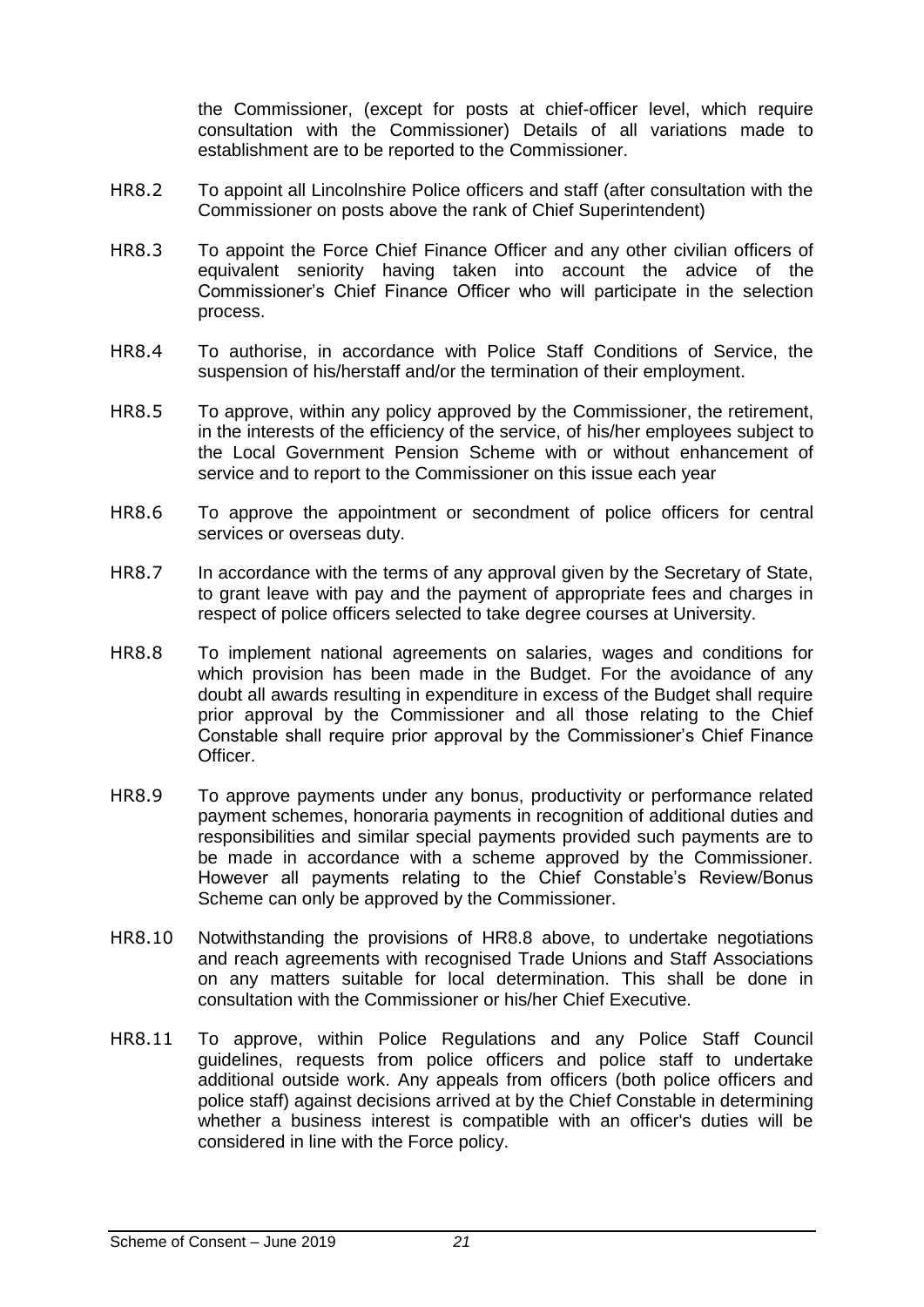the Commissioner, (except for posts at chief-officer level, which require consultation with the Commissioner) Details of all variations made to establishment are to be reported to the Commissioner.

HR8.2 To appoint all Lincolnshire Police officers and staff (after consultation with the Commissioner on posts above the rank of Chief Superintendent)

HR8.3 To appoint the Force Chief Finance Officer and any other civilian officers of equivalent seniority having taken into account the advice of the Commissioner's Chief Finance Officer who will participate in the selection process.

HR8.4 To authorise, in accordance with Police Staff Conditions of Service, the suspension of his/herstaff and/or the termination of their employment.

HR8.5 To approve, within any policy approved by the Commissioner, the retirement, in the interests of the efficiency of the service, of his/her employees subject to the Local Government Pension Scheme with or without enhancement of service and to report to the Commissioner on this issue each year

HR8.6 To approve the appointment or secondment of police officers for central services or overseas duty.

HR8.7 In accordance with the terms of any approval given by the Secretary of State, to grant leave with pay and the payment of appropriate fees and charges in respect of police officers selected to take degree courses at University.

HR8.8 To implement national agreements on salaries, wages and conditions for which provision has been made in the Budget. For the avoidance of any doubt all awards resulting in expenditure in excess of the Budget shall require prior approval by the Commissioner and all those relating to the Chief Constable shall require prior approval by the Commissioner's Chief Finance Officer.

HR8.9 To approve payments under any bonus, productivity or performance related payment schemes, honoraria payments in recognition of additional duties and responsibilities and similar special payments provided such payments are to be made in accordance with a scheme approved by the Commissioner. However all payments relating to the Chief Constable's Review/Bonus Scheme can only be approved by the Commissioner.

HR8.10 Notwithstanding the provisions of HR8.8 above, to undertake negotiations and reach agreements with recognised Trade Unions and Staff Associations on any matters suitable for local determination. This shall be done in consultation with the Commissioner or his/her Chief Executive.

HR8.11 To approve, within Police Regulations and any Police Staff Council guidelines, requests from police officers and police staff to undertake additional outside work. Any appeals from officers (both police officers and police staff) against decisions arrived at by the Chief Constable in determining whether a business interest is compatible with an officer's duties will be considered in line with the Force policy.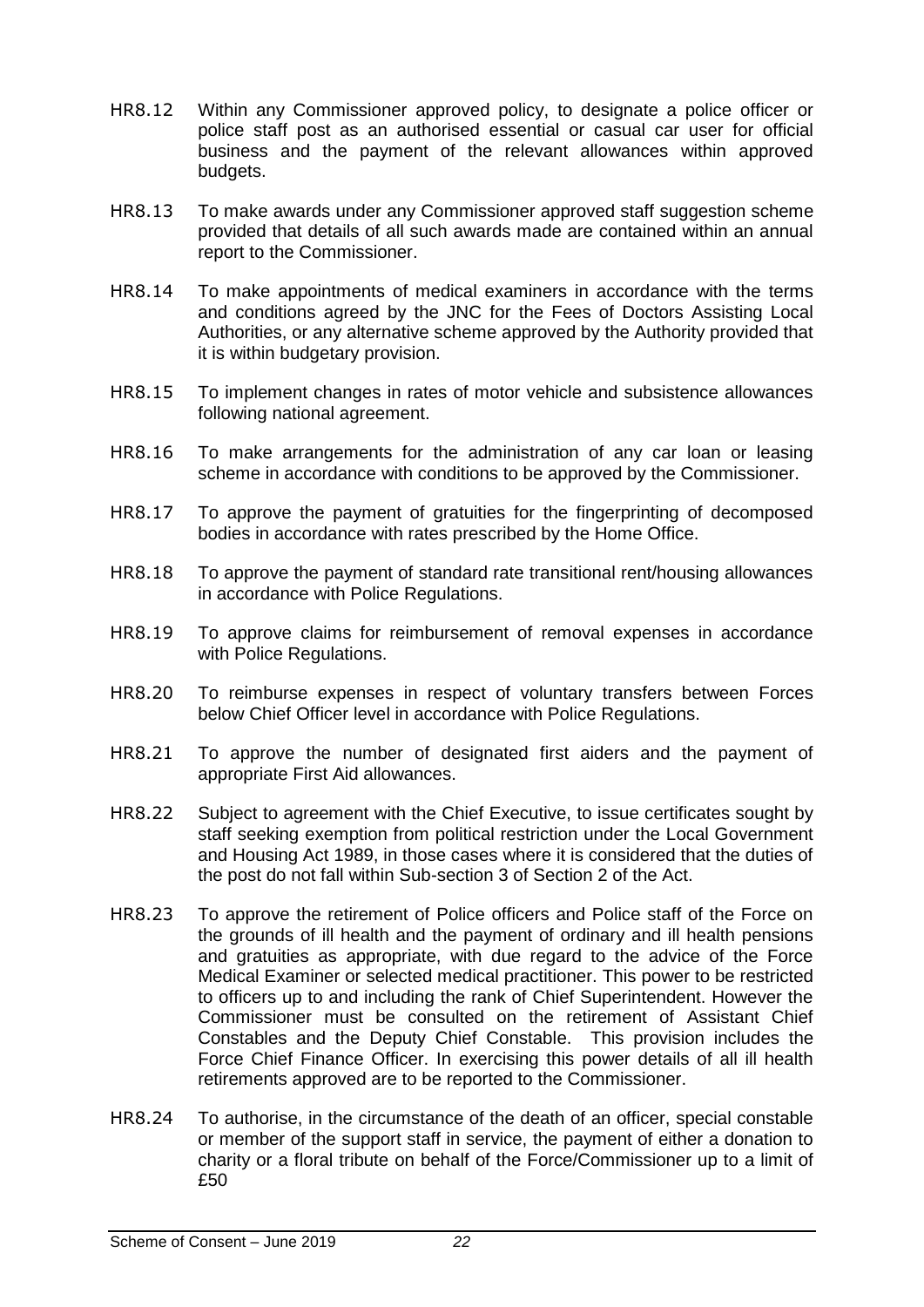HR8.12 Within any Commissioner approved policy, to designate a police officer or police staff post as an authorised essential or casual car user for official business and the payment of the relevant allowances within approved budgets.

HR8.13 To make awards under any Commissioner approved staff suggestion scheme provided that details of all such awards made are contained within an annual report to the Commissioner.

HR8.14 To make appointments of medical examiners in accordance with the terms and conditions agreed by the JNC for the Fees of Doctors Assisting Local Authorities, or any alternative scheme approved by the Authority provided that it is within budgetary provision.

HR8.15 To implement changes in rates of motor vehicle and subsistence allowances following national agreement.

HR8.16 To make arrangements for the administration of any car loan or leasing scheme in accordance with conditions to be approved by the Commissioner.

HR8.17 To approve the payment of gratuities for the fingerprinting of decomposed bodies in accordance with rates prescribed by the Home Office.

HR8.18 To approve the payment of standard rate transitional rent/housing allowances in accordance with Police Regulations.

HR8.19 To approve claims for reimbursement of removal expenses in accordance with Police Regulations.

HR8.20 To reimburse expenses in respect of voluntary transfers between Forces below Chief Officer level in accordance with Police Regulations.

HR8.21 To approve the number of designated first aiders and the payment of appropriate First Aid allowances.

HR8.22 Subject to agreement with the Chief Executive, to issue certificates sought by staff seeking exemption from political restriction under the Local Government and Housing Act 1989, in those cases where it is considered that the duties of the post do not fall within Sub-section 3 of Section 2 of the Act.

HR8.23 To approve the retirement of Police officers and Police staff of the Force on the grounds of ill health and the payment of ordinary and ill health pensions and gratuities as appropriate, with due regard to the advice of the Force Medical Examiner or selected medical practitioner. This power to be restricted to officers up to and including the rank of Chief Superintendent. However the Commissioner must be consulted on the retirement of Assistant Chief Constables and the Deputy Chief Constable. This provision includes the Force Chief Finance Officer. In exercising this power details of all ill health retirements approved are to be reported to the Commissioner.

HR8.24 To authorise, in the circumstance of the death of an officer, special constable or member of the support staff in service, the payment of either a donation to charity or a floral tribute on behalf of the Force/Commissioner up to a limit of £50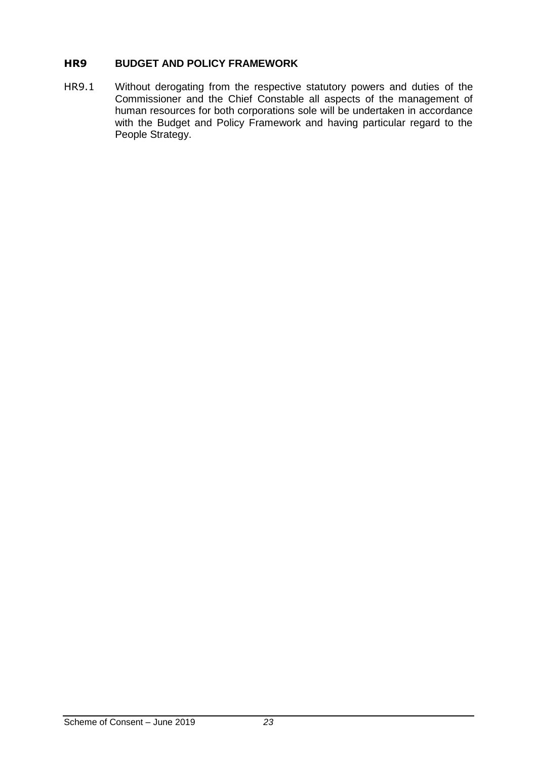## HR9 BUDGET AND POLICY FRAMEWORK

HR9.1 Without derogating from the respective statutory powers and duties of the Commissioner and the Chief Constable all aspects of the management of human resources for both corporations sole will be undertaken in accordance with the Budget and Policy Framework and having particular regard to the People Strategy.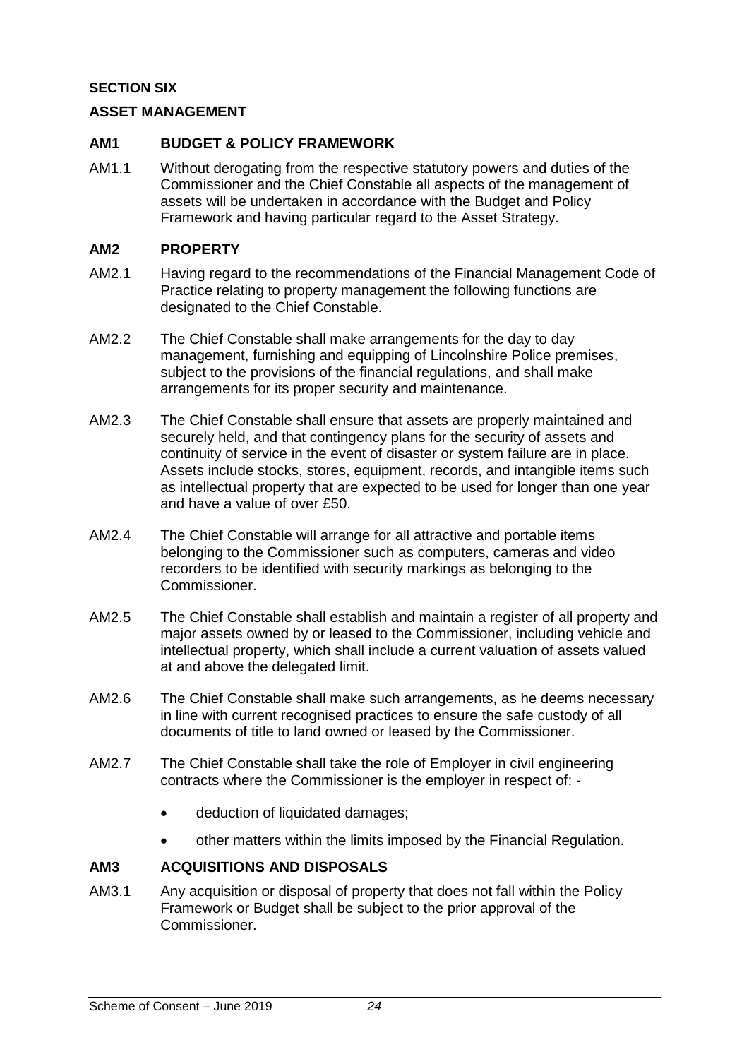**SECTION SIX**

**ASSET MANAGEMENT**

**AM1 BUDGET & POLICY FRAMEWORK**

AM1.1 Without derogating from the respective statutory powers and duties of the Commissioner and the Chief Constable all aspects of the management of assets will be undertaken in accordance with the Budget and Policy Framework and having particular regard to the Asset Strategy.

**AM2 PROPERTY**

AM2.1 Having regard to the recommendations of the Financial Management Code of Practice relating to property management the following functions are designated to the Chief Constable.

AM2.2 The Chief Constable shall make arrangements for the day to day management, furnishing and equipping of Lincolnshire Police premises, subject to the provisions of the financial regulations, and shall make arrangements for its proper security and maintenance.

AM2.3 The Chief Constable shall ensure that assets are properly maintained and securely held, and that contingency plans for the security of assets and continuity of service in the event of disaster or system failure are in place. Assets include stocks, stores, equipment, records, and intangible items such as intellectual property that are expected to be used for longer than one year and have a value of over £50.

AM2.4 The Chief Constable will arrange for all attractive and portable items belonging to the Commissioner such as computers, cameras and video recorders to be identified with security markings as belonging to the Commissioner.

AM2.5 The Chief Constable shall establish and maintain a register of all property and major assets owned by or leased to the Commissioner, including vehicle and intellectual property, which shall include a current valuation of assets valued at and above the delegated limit.

AM2.6 The Chief Constable shall make such arrangements, as he deems necessary in line with current recognised practices to ensure the safe custody of all documents of title to land owned or leased by the Commissioner.

AM2.7 The Chief Constable shall take the role of Employer in civil engineering contracts where the Commissioner is the employer in respect of: -

- deduction of liquidated damages;
- other matters within the limits imposed by the Financial Regulation.

**AM3 ACQUISITIONS AND DISPOSALS**

AM3.1 Any acquisition or disposal of property that does not fall within the Policy Framework or Budget shall be subject to the prior approval of the Commissioner.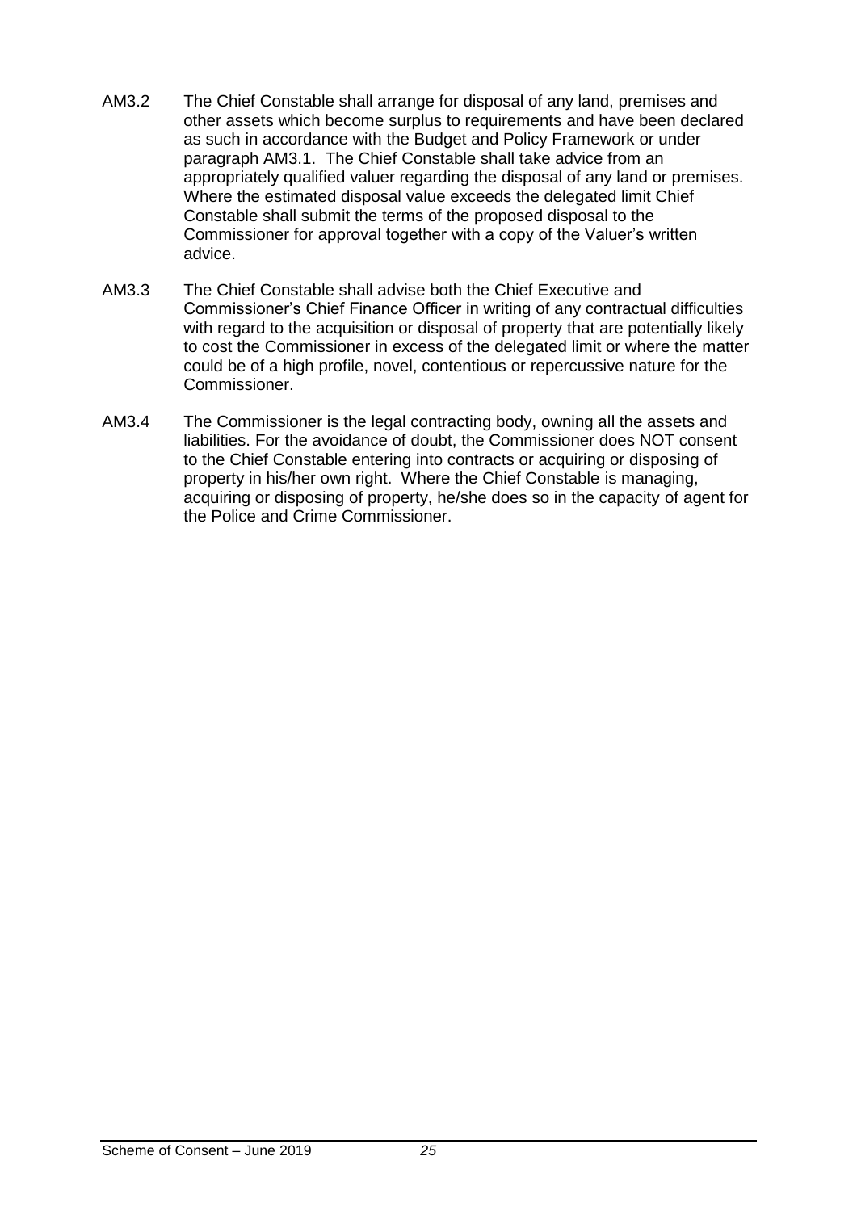AM3.2 The Chief Constable shall arrange for disposal of any land, premises and other assets which become surplus to requirements and have been declared as such in accordance with the Budget and Policy Framework or under paragraph AM3.1. The Chief Constable shall take advice from an appropriately qualified valuer regarding the disposal of any land or premises. Where the estimated disposal value exceeds the delegated limit Chief Constable shall submit the terms of the proposed disposal to the Commissioner for approval together with a copy of the Valuer's written advice.

AM3.3 The Chief Constable shall advise both the Chief Executive and Commissioner's Chief Finance Officer in writing of any contractual difficulties with regard to the acquisition or disposal of property that are potentially likely to cost the Commissioner in excess of the delegated limit or where the matter could be of a high profile, novel, contentious or repercussive nature for the Commissioner.

AM3.4 The Commissioner is the legal contracting body, owning all the assets and liabilities. For the avoidance of doubt, the Commissioner does NOT consent to the Chief Constable entering into contracts or acquiring or disposing of property in his/her own right. Where the Chief Constable is managing, acquiring or disposing of property, he/she does so in the capacity of agent for the Police and Crime Commissioner.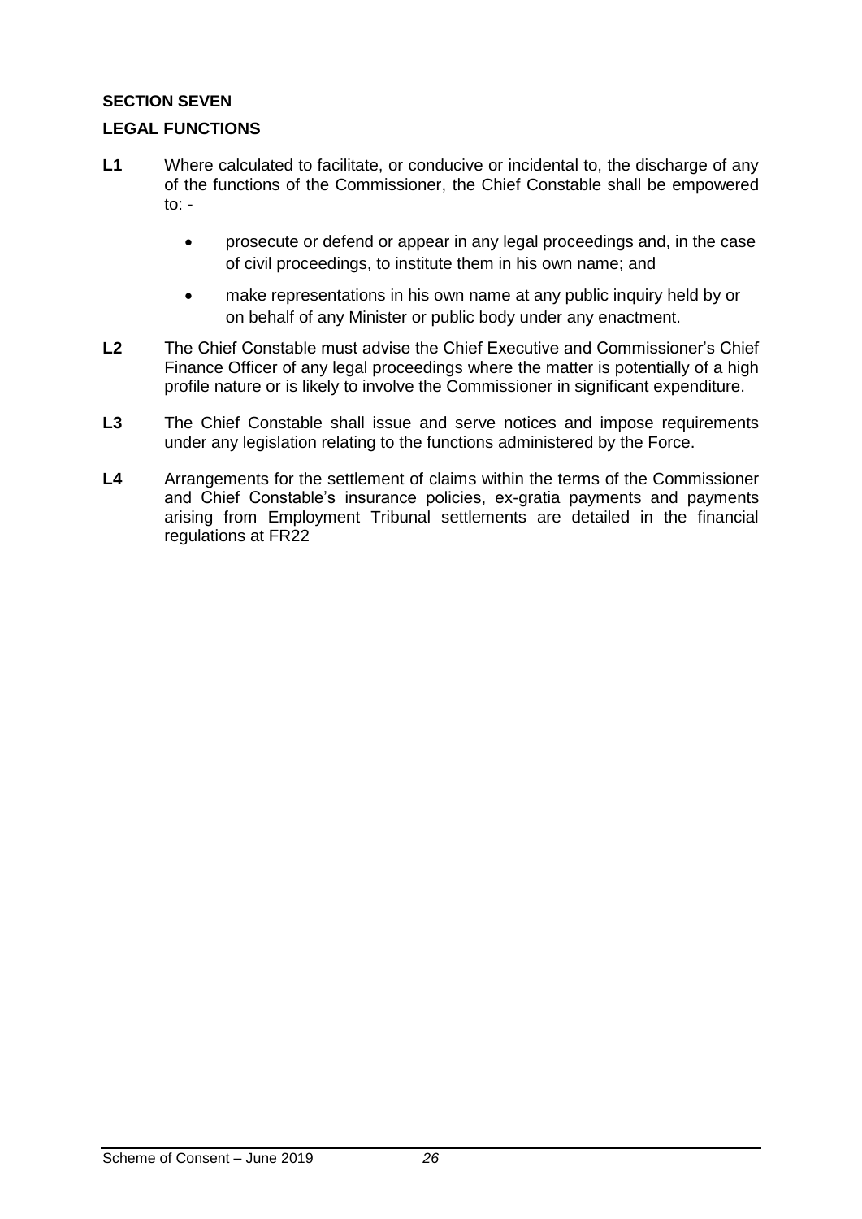**SECTION SEVEN**

**LEGAL FUNCTIONS**

**L1** Where calculated to facilitate, or conducive or incidental to, the discharge of any of the functions of the Commissioner, the Chief Constable shall be empowered to: -

- prosecute or defend or appear in any legal proceedings and, in the case of civil proceedings, to institute them in his own name; and
- make representations in his own name at any public inquiry held by or on behalf of any Minister or public body under any enactment.

**L2** The Chief Constable must advise the Chief Executive and Commissioner's Chief Finance Officer of any legal proceedings where the matter is potentially of a high profile nature or is likely to involve the Commissioner in significant expenditure.

**L3** The Chief Constable shall issue and serve notices and impose requirements under any legislation relating to the functions administered by the Force.

**L4** Arrangements for the settlement of claims within the terms of the Commissioner and Chief Constable's insurance policies, ex-gratia payments and payments arising from Employment Tribunal settlements are detailed in the financial regulations at FR22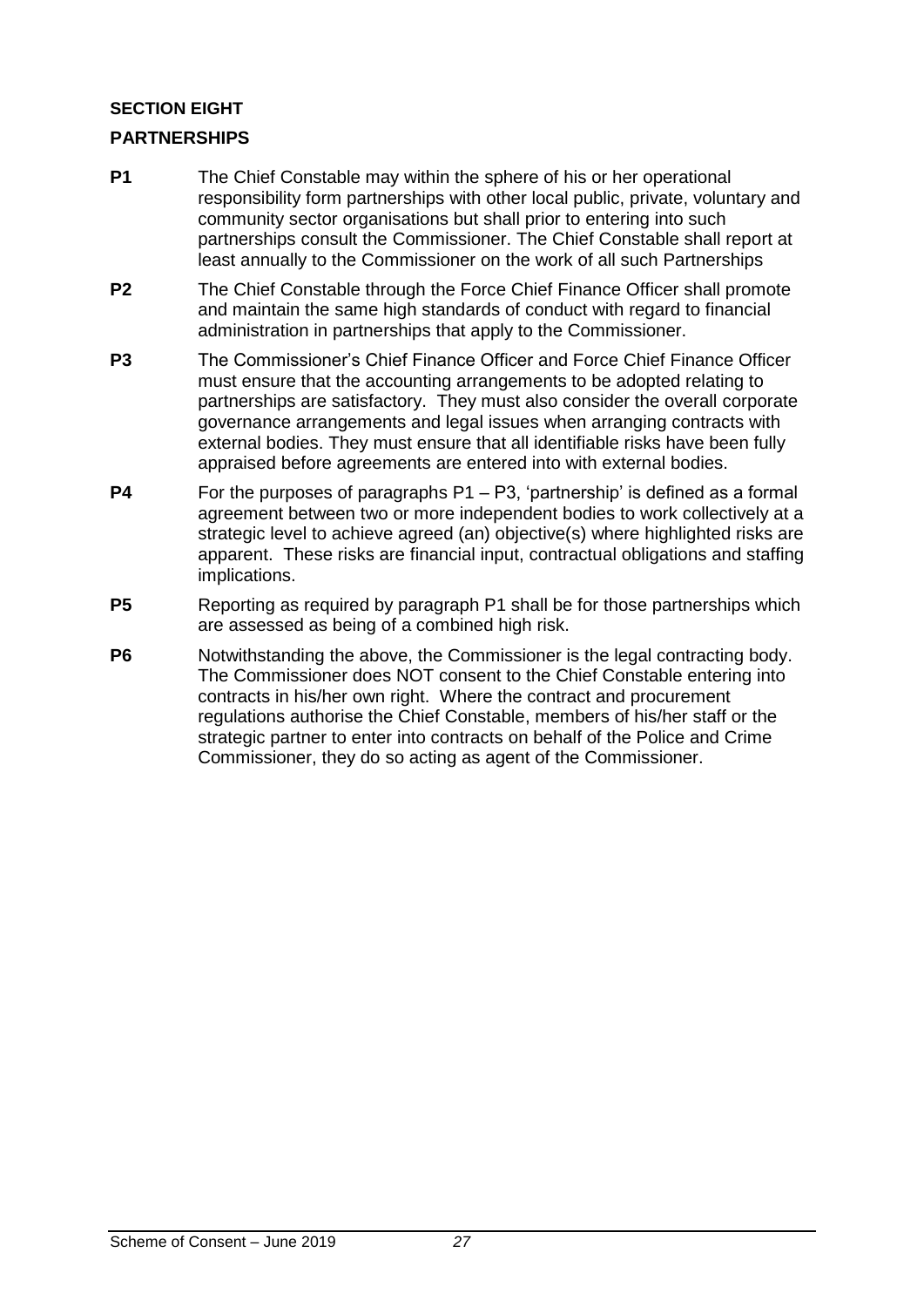## SECTION EIGHT

## PARTNERSHIPS

**P1** The Chief Constable may within the sphere of his or her operational responsibility form partnerships with other local public, private, voluntary and community sector organisations but shall prior to entering into such partnerships consult the Commissioner. The Chief Constable shall report at least annually to the Commissioner on the work of all such Partnerships

**P2** The Chief Constable through the Force Chief Finance Officer shall promote and maintain the same high standards of conduct with regard to financial administration in partnerships that apply to the Commissioner.

**P3** The Commissioner's Chief Finance Officer and Force Chief Finance Officer must ensure that the accounting arrangements to be adopted relating to partnerships are satisfactory. They must also consider the overall corporate governance arrangements and legal issues when arranging contracts with external bodies. They must ensure that all identifiable risks have been fully appraised before agreements are entered into with external bodies.

**P4** For the purposes of paragraphs P1 – P3, 'partnership' is defined as a formal agreement between two or more independent bodies to work collectively at a strategic level to achieve agreed (an) objective(s) where highlighted risks are apparent. These risks are financial input, contractual obligations and staffing implications.

**P5** Reporting as required by paragraph P1 shall be for those partnerships which are assessed as being of a combined high risk.

**P6** Notwithstanding the above, the Commissioner is the legal contracting body. The Commissioner does NOT consent to the Chief Constable entering into contracts in his/her own right. Where the contract and procurement regulations authorise the Chief Constable, members of his/her staff or the strategic partner to enter into contracts on behalf of the Police and Crime Commissioner, they do so acting as agent of the Commissioner.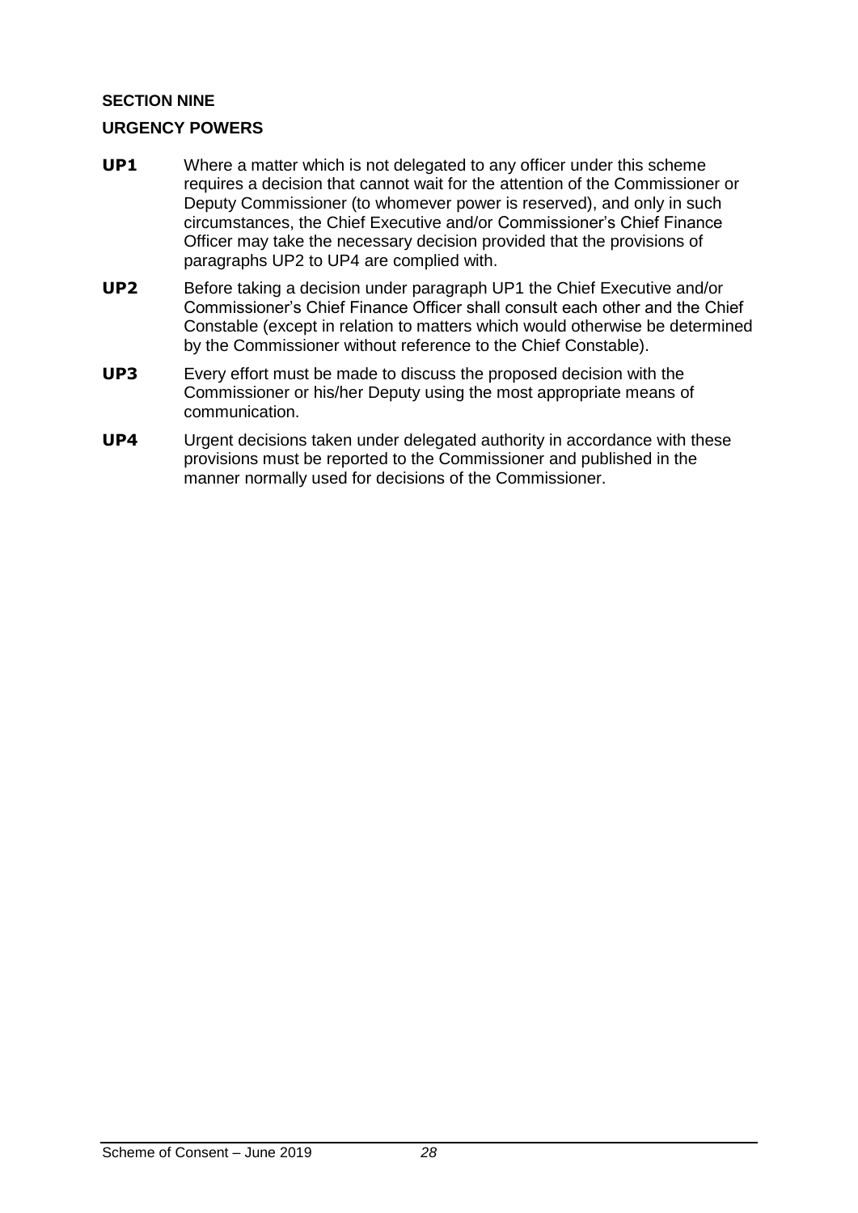**SECTION NINE**

**URGENCY POWERS**

**UP1** Where a matter which is not delegated to any officer under this scheme requires a decision that cannot wait for the attention of the Commissioner or Deputy Commissioner (to whomever power is reserved), and only in such circumstances, the Chief Executive and/or Commissioner's Chief Finance Officer may take the necessary decision provided that the provisions of paragraphs UP2 to UP4 are complied with.

**UP2** Before taking a decision under paragraph UP1 the Chief Executive and/or Commissioner's Chief Finance Officer shall consult each other and the Chief Constable (except in relation to matters which would otherwise be determined by the Commissioner without reference to the Chief Constable).

**UP3** Every effort must be made to discuss the proposed decision with the Commissioner or his/her Deputy using the most appropriate means of communication.

**UP4** Urgent decisions taken under delegated authority in accordance with these provisions must be reported to the Commissioner and published in the manner normally used for decisions of the Commissioner.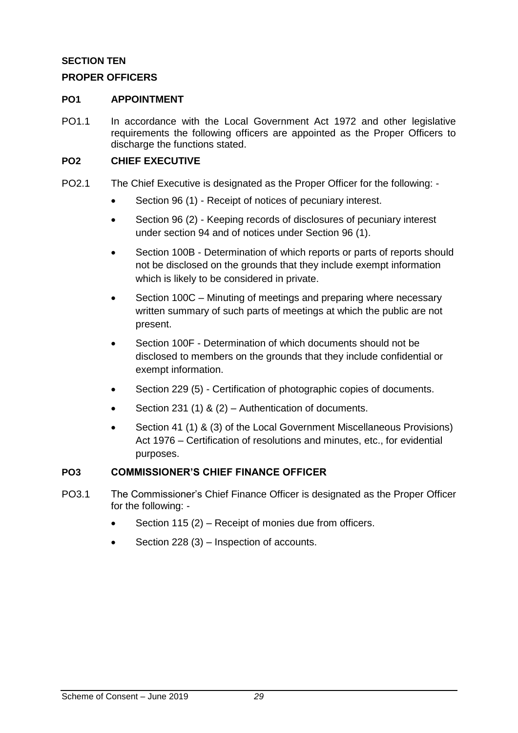## SECTION TEN

## PROPER OFFICERS

### PO1 APPOINTMENT

PO1.1 In accordance with the Local Government Act 1972 and other legislative requirements the following officers are appointed as the Proper Officers to discharge the functions stated.

### PO2 CHIEF EXECUTIVE

PO2.1 The Chief Executive is designated as the Proper Officer for the following: -

- Section 96 (1) - Receipt of notices of pecuniary interest.
- Section 96 (2) - Keeping records of disclosures of pecuniary interest under section 94 and of notices under Section 96 (1).
- Section 100B - Determination of which reports or parts of reports should not be disclosed on the grounds that they include exempt information which is likely to be considered in private.
- Section 100C – Minuting of meetings and preparing where necessary written summary of such parts of meetings at which the public are not present.
- Section 100F - Determination of which documents should not be disclosed to members on the grounds that they include confidential or exempt information.
- Section 229 (5) - Certification of photographic copies of documents.
- Section 231 (1) & (2) – Authentication of documents.
- Section 41 (1) & (3) of the Local Government Miscellaneous Provisions) Act 1976 – Certification of resolutions and minutes, etc., for evidential purposes.

### PO3 COMMISSIONER'S CHIEF FINANCE OFFICER

PO3.1 The Commissioner's Chief Finance Officer is designated as the Proper Officer for the following: -

- Section 115 (2) – Receipt of monies due from officers.
- Section 228 (3) – Inspection of accounts.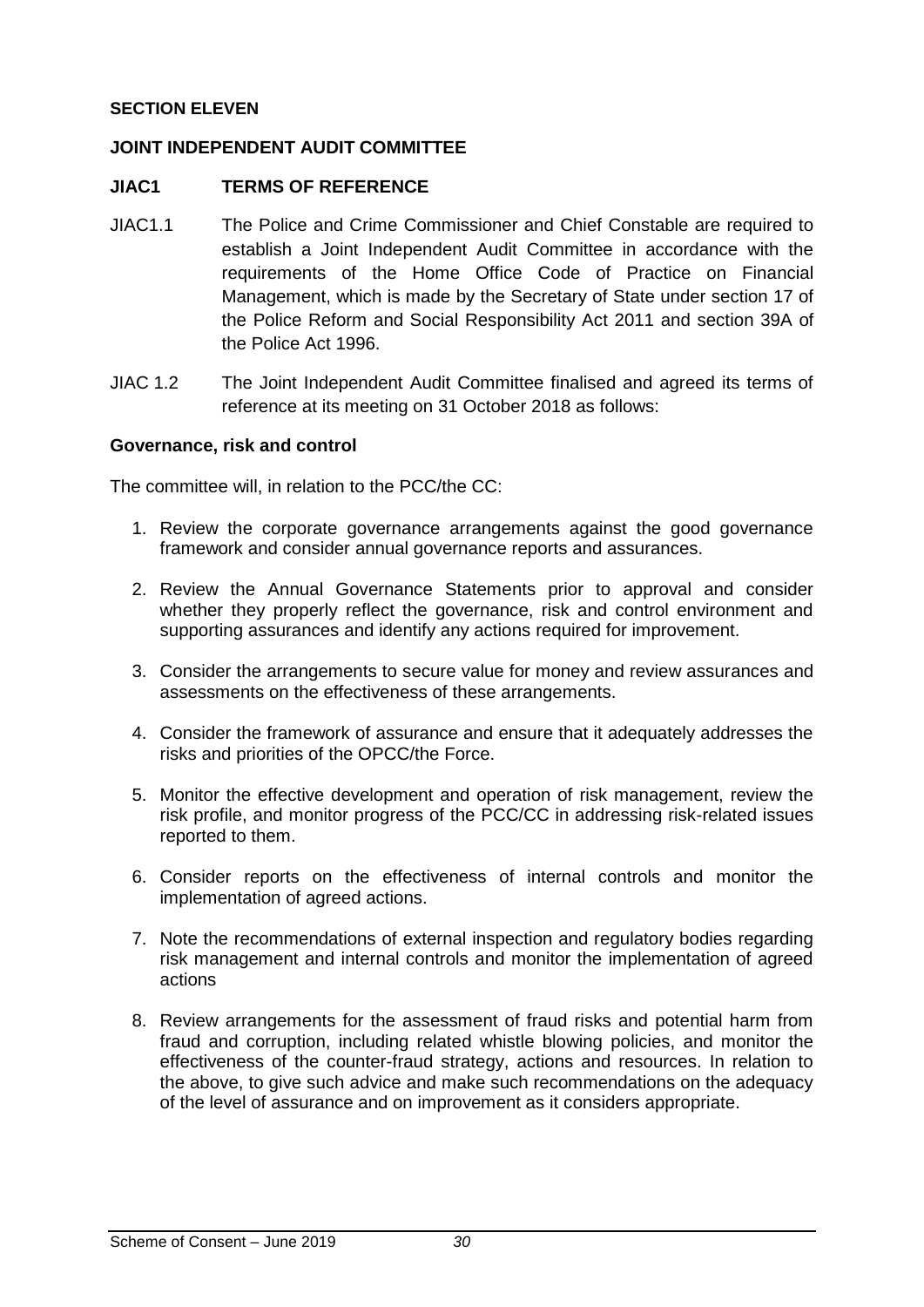## SECTION ELEVEN

## JOINT INDEPENDENT AUDIT COMMITTEE

### JIAC1 TERMS OF REFERENCE

JIAC1.1 The Police and Crime Commissioner and Chief Constable are required to establish a Joint Independent Audit Committee in accordance with the requirements of the Home Office Code of Practice on Financial Management, which is made by the Secretary of State under section 17 of the Police Reform and Social Responsibility Act 2011 and section 39A of the Police Act 1996.

JIAC 1.2 The Joint Independent Audit Committee finalised and agreed its terms of reference at its meeting on 31 October 2018 as follows:

**Governance, risk and control**

The committee will, in relation to the PCC/the CC:

1. Review the corporate governance arrangements against the good governance framework and consider annual governance reports and assurances.
2. Review the Annual Governance Statements prior to approval and consider whether they properly reflect the governance, risk and control environment and supporting assurances and identify any actions required for improvement.
3. Consider the arrangements to secure value for money and review assurances and assessments on the effectiveness of these arrangements.
4. Consider the framework of assurance and ensure that it adequately addresses the risks and priorities of the OPCC/the Force.
5. Monitor the effective development and operation of risk management, review the risk profile, and monitor progress of the PCC/CC in addressing risk-related issues reported to them.
6. Consider reports on the effectiveness of internal controls and monitor the implementation of agreed actions.
7. Note the recommendations of external inspection and regulatory bodies regarding risk management and internal controls and monitor the implementation of agreed actions
8. Review arrangements for the assessment of fraud risks and potential harm from fraud and corruption, including related whistle blowing policies, and monitor the effectiveness of the counter-fraud strategy, actions and resources. In relation to the above, to give such advice and make such recommendations on the adequacy of the level of assurance and on improvement as it considers appropriate.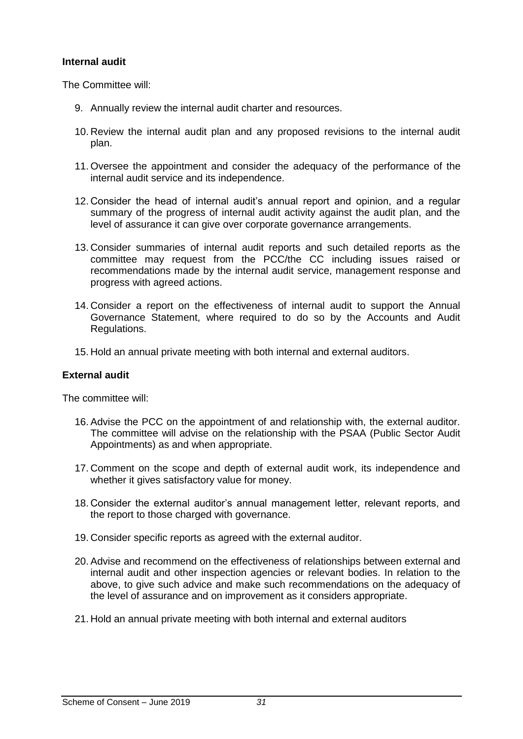**Internal audit**

The Committee will:

9. Annually review the internal audit charter and resources.

10. Review the internal audit plan and any proposed revisions to the internal audit plan.

11. Oversee the appointment and consider the adequacy of the performance of the internal audit service and its independence.

12. Consider the head of internal audit's annual report and opinion, and a regular summary of the progress of internal audit activity against the audit plan, and the level of assurance it can give over corporate governance arrangements.

13. Consider summaries of internal audit reports and such detailed reports as the committee may request from the PCC/the CC including issues raised or recommendations made by the internal audit service, management response and progress with agreed actions.

14. Consider a report on the effectiveness of internal audit to support the Annual Governance Statement, where required to do so by the Accounts and Audit Regulations.

15. Hold an annual private meeting with both internal and external auditors.

**External audit**

The committee will:

16. Advise the PCC on the appointment of and relationship with, the external auditor. The committee will advise on the relationship with the PSAA (Public Sector Audit Appointments) as and when appropriate.

17. Comment on the scope and depth of external audit work, its independence and whether it gives satisfactory value for money.

18. Consider the external auditor's annual management letter, relevant reports, and the report to those charged with governance.

19. Consider specific reports as agreed with the external auditor.

20. Advise and recommend on the effectiveness of relationships between external and internal audit and other inspection agencies or relevant bodies. In relation to the above, to give such advice and make such recommendations on the adequacy of the level of assurance and on improvement as it considers appropriate.

21. Hold an annual private meeting with both internal and external auditors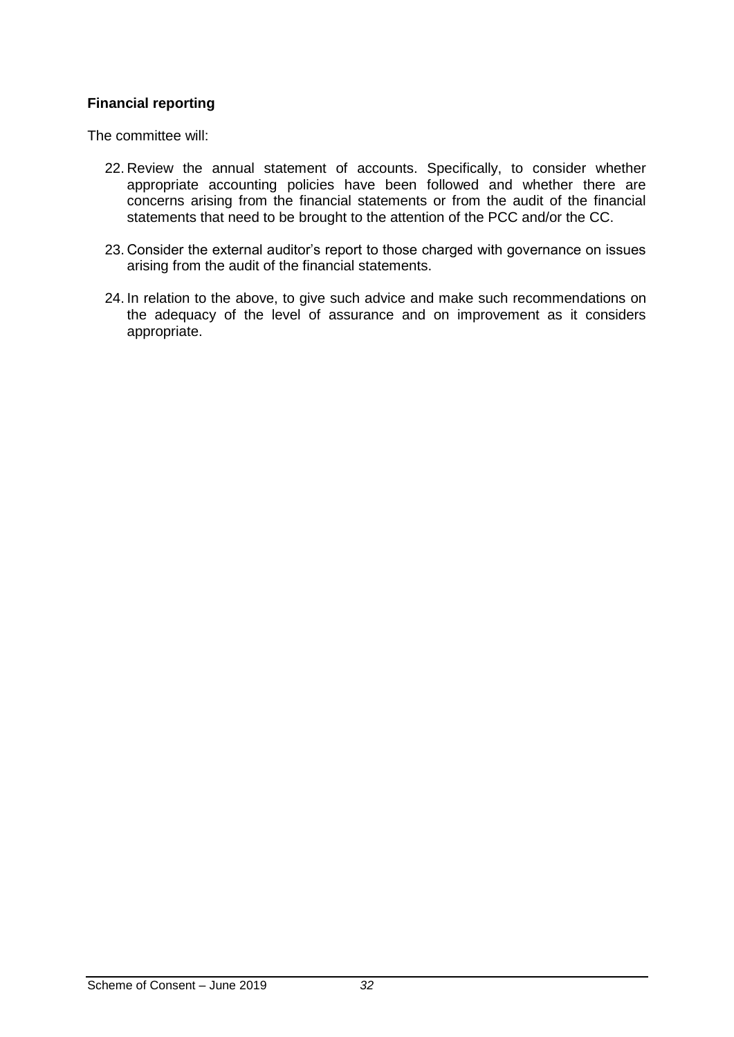**Financial reporting**

The committee will:

22. Review the annual statement of accounts. Specifically, to consider whether appropriate accounting policies have been followed and whether there are concerns arising from the financial statements or from the audit of the financial statements that need to be brought to the attention of the PCC and/or the CC.

23. Consider the external auditor's report to those charged with governance on issues arising from the audit of the financial statements.

24. In relation to the above, to give such advice and make such recommendations on the adequacy of the level of assurance and on improvement as it considers appropriate.